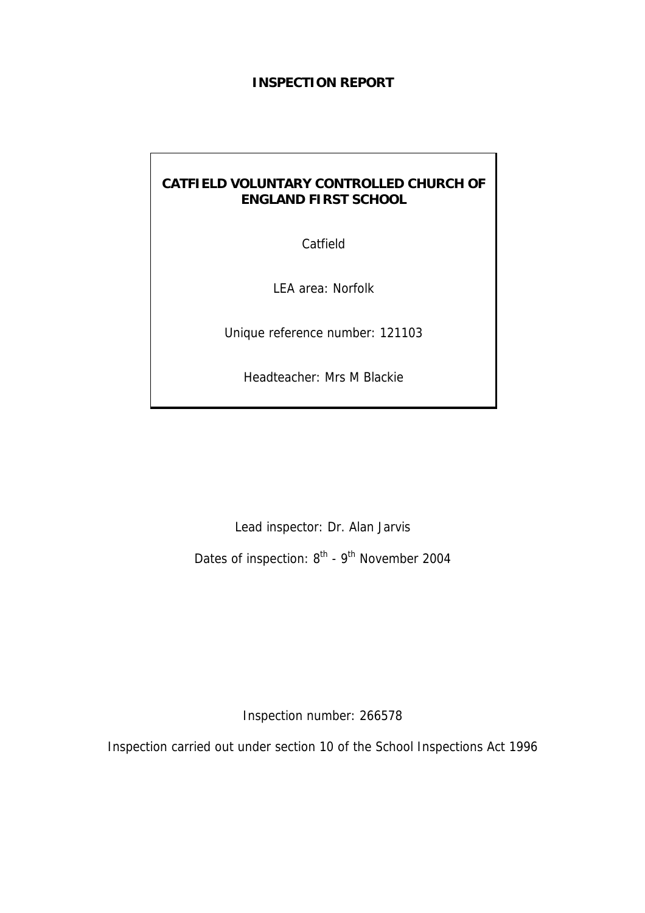# INSPECTION REPORT

**CATFIELD VOLUNTARY CONTROLLED CHURCH OF ENGLAND FIRST SCHOOL**

Catfield

LEA area: Norfolk

Unique reference number: 121103

Headteacher: Mrs M Blackie

Lead inspector: Dr. Alan Jarvis

Dates of inspection: 8th - 9th November 2004

Inspection number: 266578

Inspection carried out under section 10 of the School Inspections Act 1996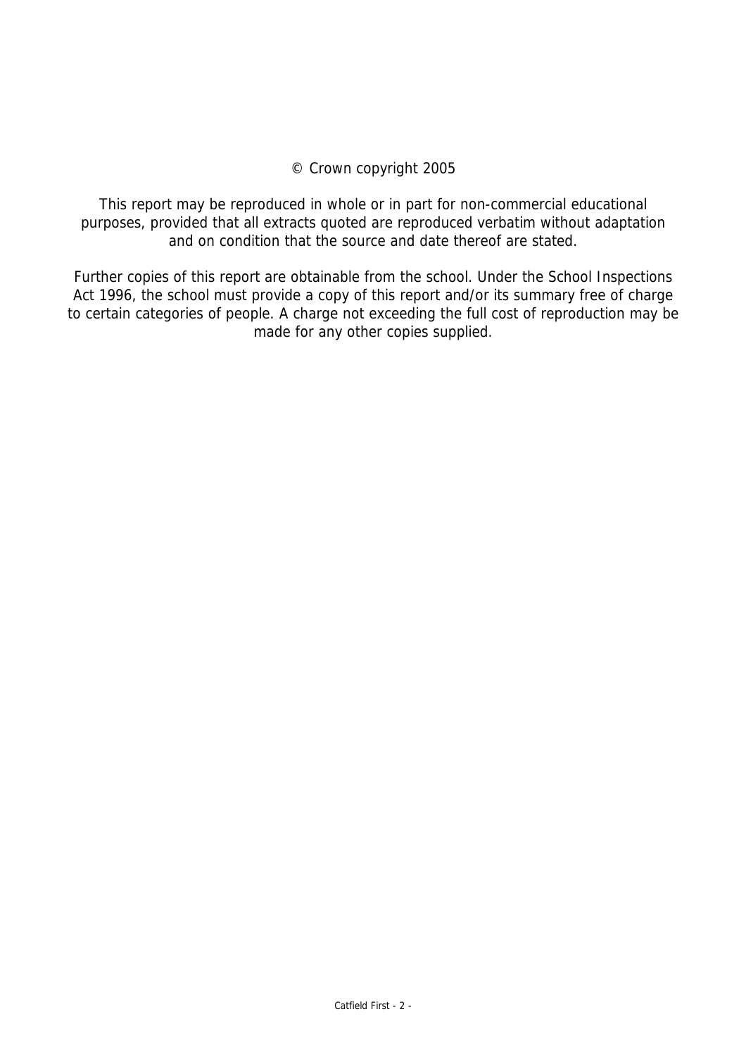© Crown copyright 2005

This report may be reproduced in whole or in part for non-commercial educational purposes, provided that all extracts quoted are reproduced verbatim without adaptation and on condition that the source and date thereof are stated.

Further copies of this report are obtainable from the school. Under the School Inspections Act 1996, the school must provide a copy of this report and/or its summary free of charge to certain categories of people. A charge not exceeding the full cost of reproduction may be made for any other copies supplied.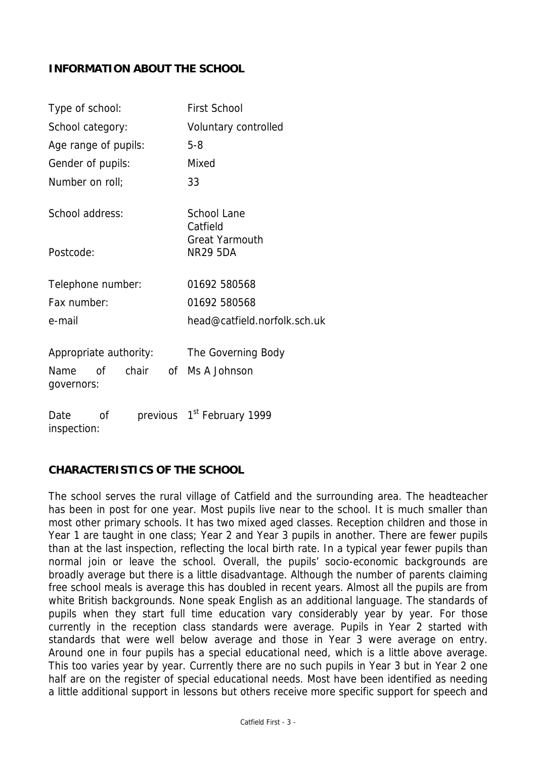## INFORMATION ABOUT THE SCHOOL

| | |
|---|---|
| Type of school: | First School |
| School category: | Voluntary controlled |
| Age range of pupils: | 5-8 |
| Gender of pupils: | Mixed |
| Number on roll; | 33 |
| School address: | School Lane<br>Catfield<br>Great Yarmouth |
| Postcode: | NR29 5DA |
| Telephone number: | 01692 580568 |
| Fax number: | 01692 580568 |
| e-mail | head@catfield.norfolk.sch.uk |
| Appropriate authority: | The Governing Body |
| Name of chair of governors: | Ms A Johnson |
| Date of previous inspection: | 1st February 1999 |

## CHARACTERISTICS OF THE SCHOOL

The school serves the rural village of Catfield and the surrounding area. The headteacher has been in post for one year. Most pupils live near to the school. It is much smaller than most other primary schools. It has two mixed aged classes. Reception children and those in Year 1 are taught in one class; Year 2 and Year 3 pupils in another. There are fewer pupils than at the last inspection, reflecting the local birth rate. In a typical year fewer pupils than normal join or leave the school. Overall, the pupils' socio-economic backgrounds are broadly average but there is a little disadvantage. Although the number of parents claiming free school meals is average this has doubled in recent years. Almost all the pupils are from white British backgrounds. None speak English as an additional language. The standards of pupils when they start full time education vary considerably year by year. For those currently in the reception class standards were average. Pupils in Year 2 started with standards that were well below average and those in Year 3 were average on entry. Around one in four pupils has a special educational need, which is a little above average. This too varies year by year. Currently there are no such pupils in Year 3 but in Year 2 one half are on the register of special educational needs. Most have been identified as needing a little additional support in lessons but others receive more specific support for speech and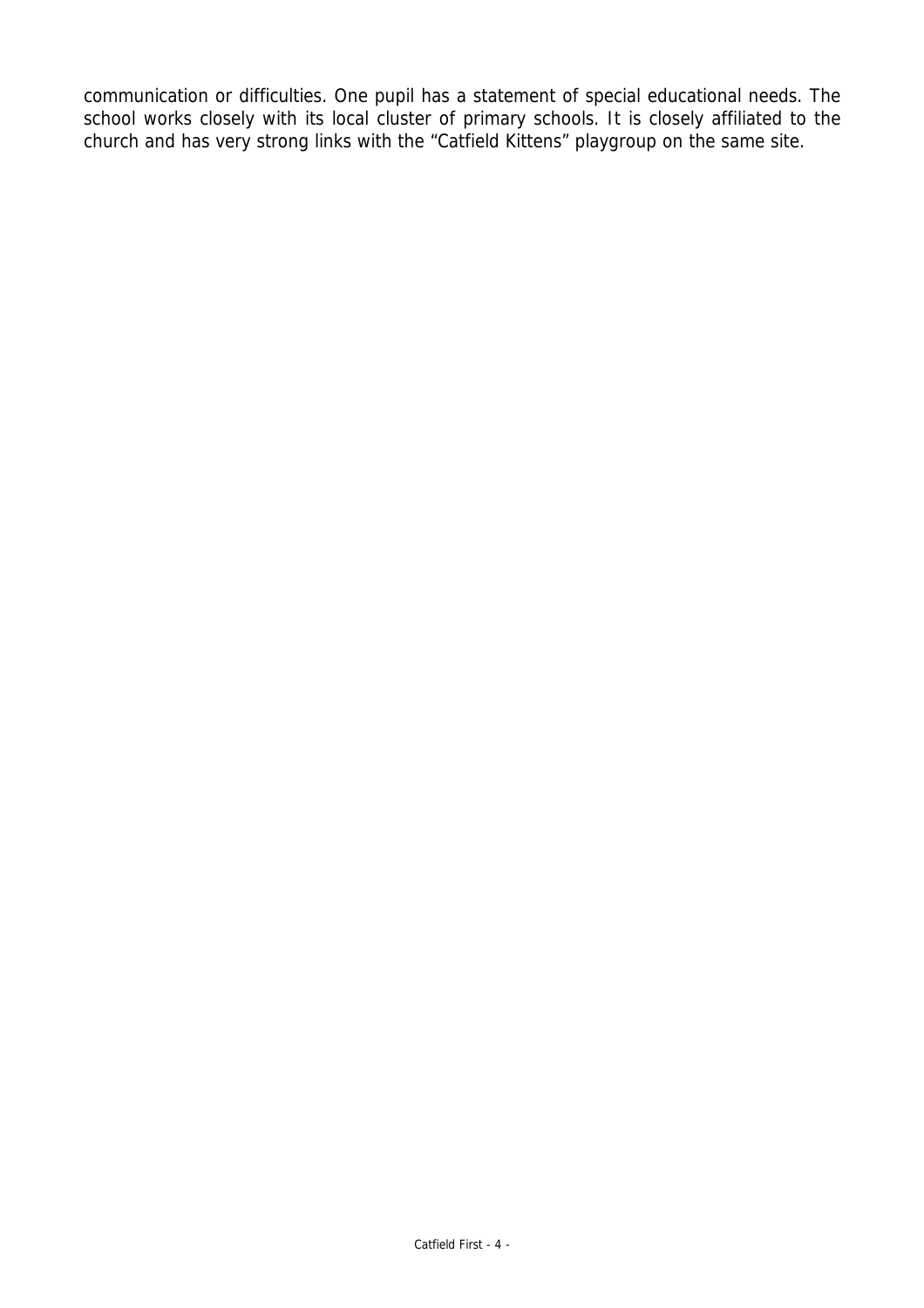communication or difficulties. One pupil has a statement of special educational needs. The school works closely with its local cluster of primary schools. It is closely affiliated to the church and has very strong links with the "Catfield Kittens" playgroup on the same site.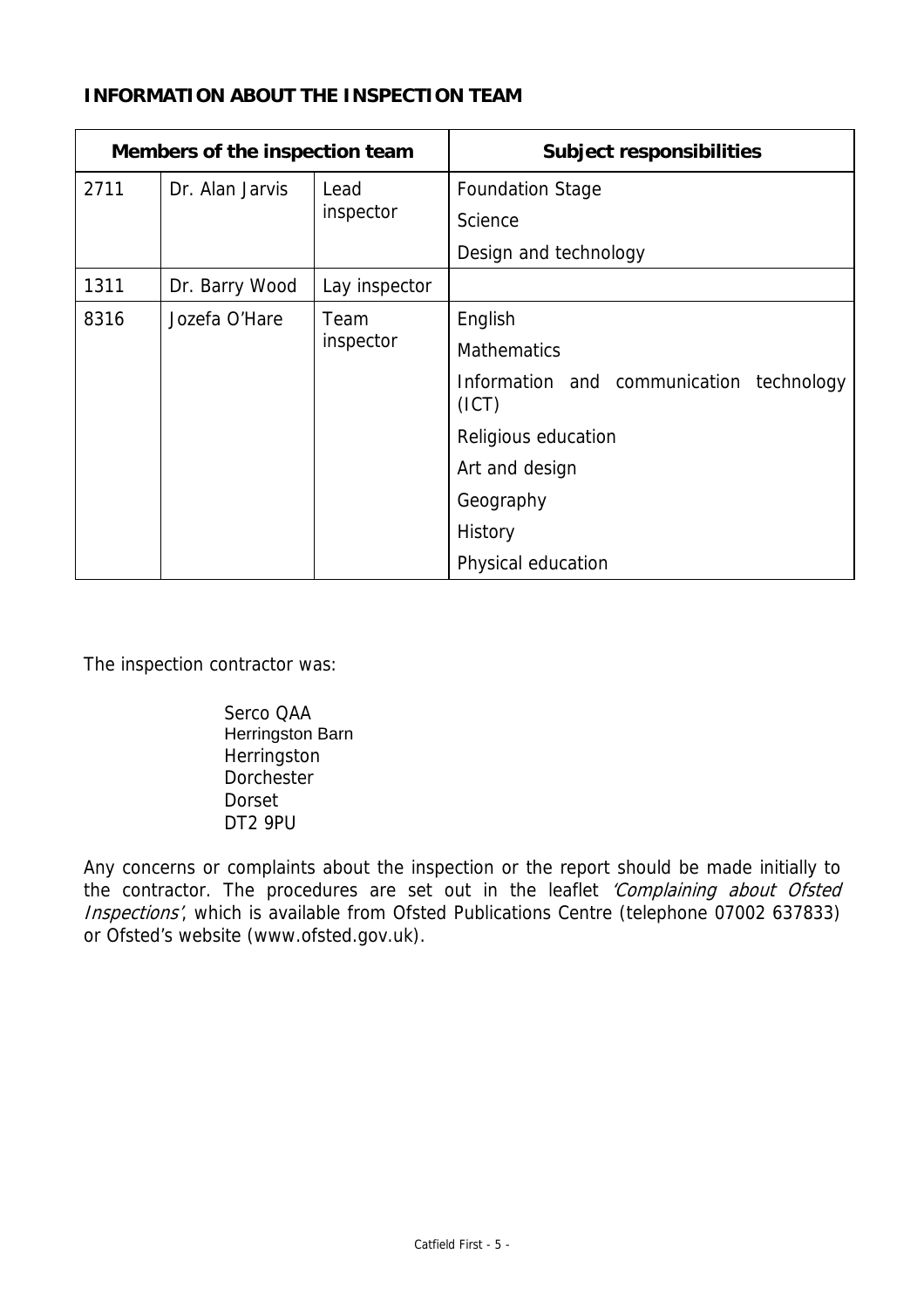## INFORMATION ABOUT THE INSPECTION TEAM

| Members of the inspection team | | | Subject responsibilities |
|---|---|---|---|
| 2711 | Dr. Alan Jarvis | Lead inspector | Foundation Stage<br>Science<br>Design and technology |
| 1311 | Dr. Barry Wood | Lay inspector | |
| 8316 | Jozefa O'Hare | Team inspector | English<br>Mathematics<br>Information and communication technology (ICT)<br>Religious education<br>Art and design<br>Geography<br>History<br>Physical education |

The inspection contractor was:

Serco QAA
Herringston Barn
Herringston
Dorchester
Dorset
DT2 9PU

Any concerns or complaints about the inspection or the report should be made initially to the contractor. The procedures are set out in the leaflet *'Complaining about Ofsted Inspections'*, which is available from Ofsted Publications Centre (telephone 07002 637833) or Ofsted's website (www.ofsted.gov.uk).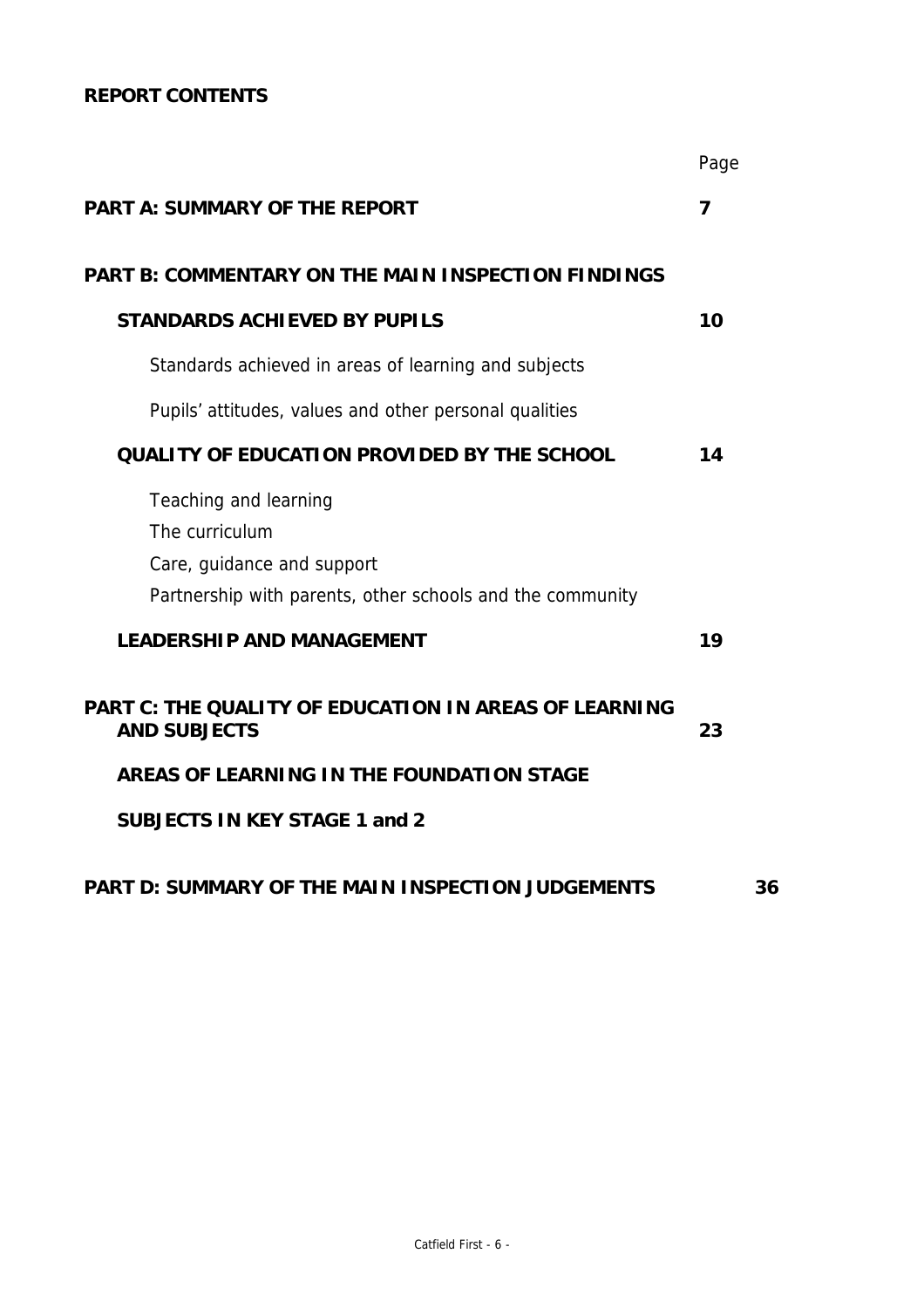**REPORT CONTENTS**

| | Page |
|---|---|
| **PART A: SUMMARY OF THE REPORT** | **7** |
| **PART B: COMMENTARY ON THE MAIN INSPECTION FINDINGS** | |
| **STANDARDS ACHIEVED BY PUPILS** | **10** |
| Standards achieved in areas of learning and subjects | |
| Pupils' attitudes, values and other personal qualities | |
| **QUALITY OF EDUCATION PROVIDED BY THE SCHOOL** | **14** |
| Teaching and learning | |
| The curriculum | |
| Care, guidance and support | |
| Partnership with parents, other schools and the community | |
| **LEADERSHIP AND MANAGEMENT** | **19** |
| **PART C: THE QUALITY OF EDUCATION IN AREAS OF LEARNING AND SUBJECTS** | **23** |
| **AREAS OF LEARNING IN THE FOUNDATION STAGE** | |
| **SUBJECTS IN KEY STAGE 1 and 2** | |
| **PART D: SUMMARY OF THE MAIN INSPECTION JUDGEMENTS** | **36** |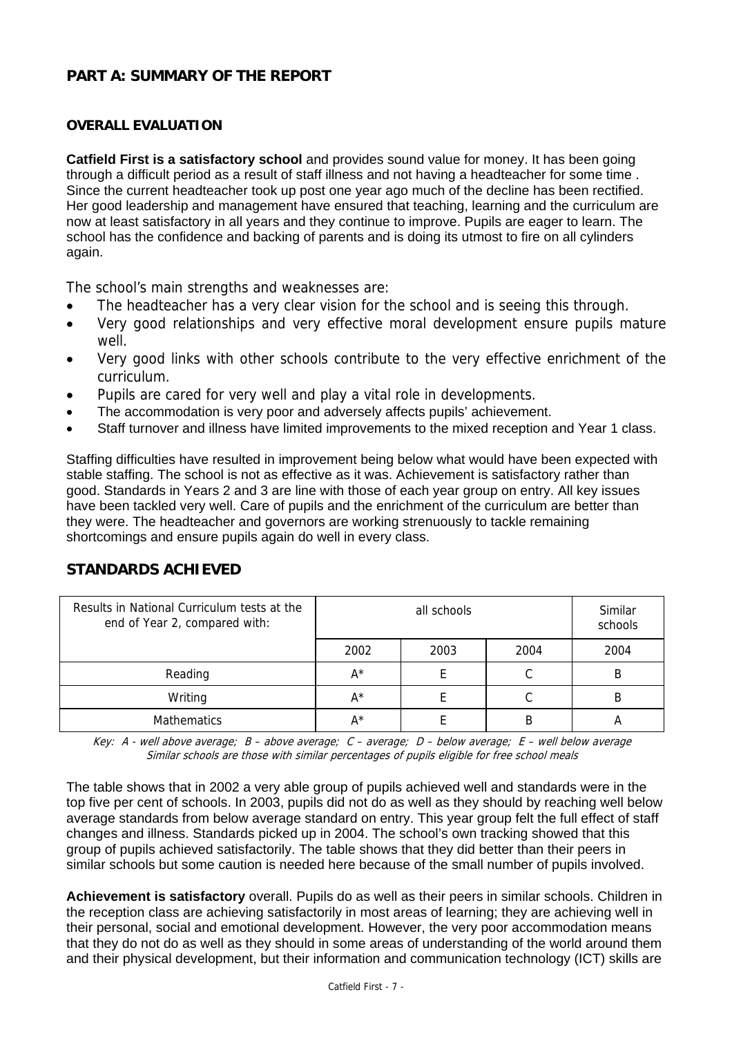## PART A: SUMMARY OF THE REPORT

### OVERALL EVALUATION

**Catfield First is a satisfactory school** and provides sound value for money. It has been going through a difficult period as a result of staff illness and not having a headteacher for some time . Since the current headteacher took up post one year ago much of the decline has been rectified. Her good leadership and management have ensured that teaching, learning and the curriculum are now at least satisfactory in all years and they continue to improve. Pupils are eager to learn. The school has the confidence and backing of parents and is doing its utmost to fire on all cylinders again.

The school's main strengths and weaknesses are:

- The headteacher has a very clear vision for the school and is seeing this through.
- Very good relationships and very effective moral development ensure pupils mature well.
- Very good links with other schools contribute to the very effective enrichment of the curriculum.
- Pupils are cared for very well and play a vital role in developments.
- The accommodation is very poor and adversely affects pupils' achievement.
- Staff turnover and illness have limited improvements to the mixed reception and Year 1 class.

Staffing difficulties have resulted in improvement being below what would have been expected with stable staffing. The school is not as effective as it was. Achievement is satisfactory rather than good. Standards in Years 2 and 3 are line with those of each year group on entry. All key issues have been tackled very well. Care of pupils and the enrichment of the curriculum are better than they were. The headteacher and governors are working strenuously to tackle remaining shortcomings and ensure pupils again do well in every class.

## STANDARDS ACHIEVED

| Results in National Curriculum tests at the end of Year 2, compared with: | all schools | | | Similar schools |
|---|---|---|---|---|
| | 2002 | 2003 | 2004 | 2004 |
| Reading | A* | E | C | B |
| Writing | A* | E | C | B |
| Mathematics | A* | E | B | A |

*Key: A - well above average; B – above average; C – average; D – below average; E – well below average*
*Similar schools are those with similar percentages of pupils eligible for free school meals*

The table shows that in 2002 a very able group of pupils achieved well and standards were in the top five per cent of schools. In 2003, pupils did not do as well as they should by reaching well below average standards from below average standard on entry. This year group felt the full effect of staff changes and illness. Standards picked up in 2004. The school's own tracking showed that this group of pupils achieved satisfactorily. The table shows that they did better than their peers in similar schools but some caution is needed here because of the small number of pupils involved.

**Achievement is satisfactory** overall. Pupils do as well as their peers in similar schools. Children in the reception class are achieving satisfactorily in most areas of learning; they are achieving well in their personal, social and emotional development. However, the very poor accommodation means that they do not do as well as they should in some areas of understanding of the world around them and their physical development, but their information and communication technology (ICT) skills are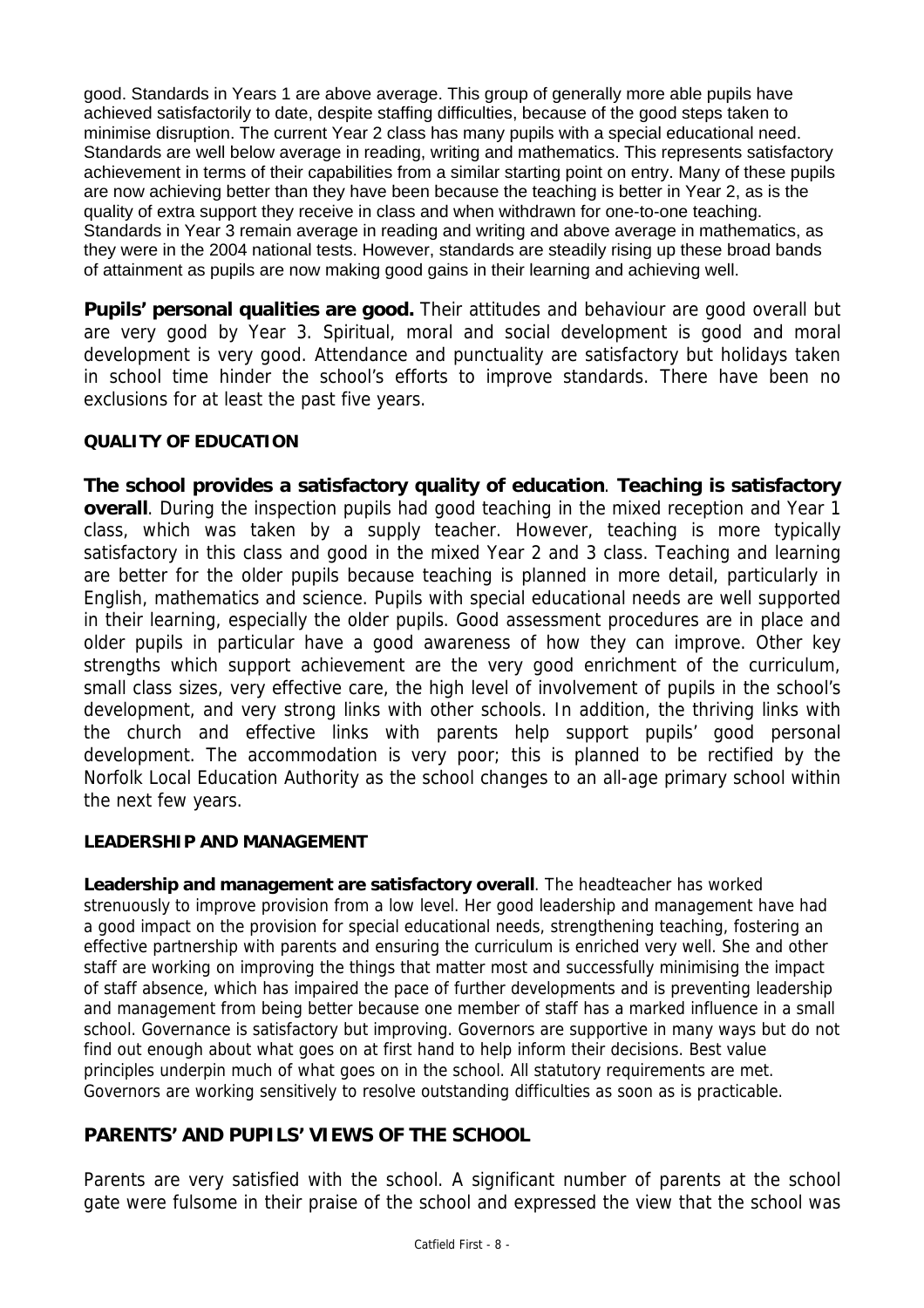good. Standards in Years 1 are above average. This group of generally more able pupils have achieved satisfactorily to date, despite staffing difficulties, because of the good steps taken to minimise disruption. The current Year 2 class has many pupils with a special educational need. Standards are well below average in reading, writing and mathematics. This represents satisfactory achievement in terms of their capabilities from a similar starting point on entry. Many of these pupils are now achieving better than they have been because the teaching is better in Year 2, as is the quality of extra support they receive in class and when withdrawn for one-to-one teaching. Standards in Year 3 remain average in reading and writing and above average in mathematics, as they were in the 2004 national tests. However, standards are steadily rising up these broad bands of attainment as pupils are now making good gains in their learning and achieving well.

**Pupils' personal qualities are good.** Their attitudes and behaviour are good overall but are very good by Year 3. Spiritual, moral and social development is good and moral development is very good. Attendance and punctuality are satisfactory but holidays taken in school time hinder the school's efforts to improve standards. There have been no exclusions for at least the past five years.

### QUALITY OF EDUCATION

**The school provides a satisfactory quality of education**. **Teaching is satisfactory overall**. During the inspection pupils had good teaching in the mixed reception and Year 1 class, which was taken by a supply teacher. However, teaching is more typically satisfactory in this class and good in the mixed Year 2 and 3 class. Teaching and learning are better for the older pupils because teaching is planned in more detail, particularly in English, mathematics and science. Pupils with special educational needs are well supported in their learning, especially the older pupils. Good assessment procedures are in place and older pupils in particular have a good awareness of how they can improve. Other key strengths which support achievement are the very good enrichment of the curriculum, small class sizes, very effective care, the high level of involvement of pupils in the school's development, and very strong links with other schools. In addition, the thriving links with the church and effective links with parents help support pupils' good personal development. The accommodation is very poor; this is planned to be rectified by the Norfolk Local Education Authority as the school changes to an all-age primary school within the next few years.

### LEADERSHIP AND MANAGEMENT

**Leadership and management are satisfactory overall**. The headteacher has worked strenuously to improve provision from a low level. Her good leadership and management have had a good impact on the provision for special educational needs, strengthening teaching, fostering an effective partnership with parents and ensuring the curriculum is enriched very well. She and other staff are working on improving the things that matter most and successfully minimising the impact of staff absence, which has impaired the pace of further developments and is preventing leadership and management from being better because one member of staff has a marked influence in a small school. Governance is satisfactory but improving. Governors are supportive in many ways but do not find out enough about what goes on at first hand to help inform their decisions. Best value principles underpin much of what goes on in the school. All statutory requirements are met. Governors are working sensitively to resolve outstanding difficulties as soon as is practicable.

## PARENTS' AND PUPILS' VIEWS OF THE SCHOOL

Parents are very satisfied with the school. A significant number of parents at the school gate were fulsome in their praise of the school and expressed the view that the school was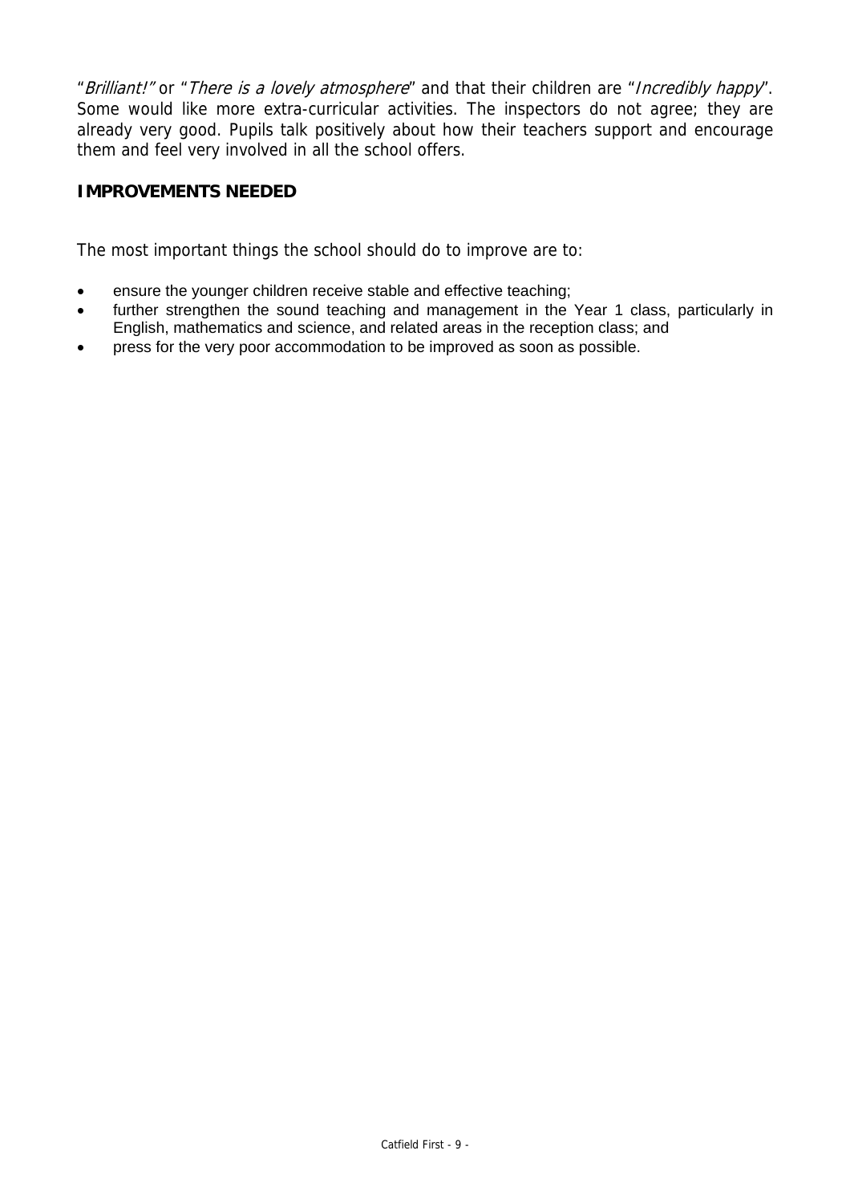"*Brilliant!*" or "*There is a lovely atmosphere*" and that their children are "*Incredibly happy*". Some would like more extra-curricular activities. The inspectors do not agree; they are already very good. Pupils talk positively about how their teachers support and encourage them and feel very involved in all the school offers.

## IMPROVEMENTS NEEDED

The most important things the school should do to improve are to:

- ensure the younger children receive stable and effective teaching;
- further strengthen the sound teaching and management in the Year 1 class, particularly in English, mathematics and science, and related areas in the reception class; and
- press for the very poor accommodation to be improved as soon as possible.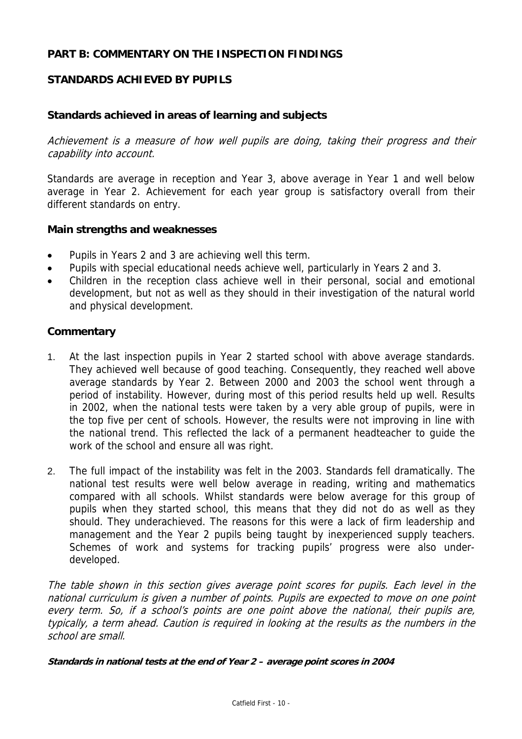## PART B: COMMENTARY ON THE INSPECTION FINDINGS

### STANDARDS ACHIEVED BY PUPILS

#### Standards achieved in areas of learning and subjects

*Achievement is a measure of how well pupils are doing, taking their progress and their capability into account.*

Standards are average in reception and Year 3, above average in Year 1 and well below average in Year 2. Achievement for each year group is satisfactory overall from their different standards on entry.

#### Main strengths and weaknesses

- Pupils in Years 2 and 3 are achieving well this term.
- Pupils with special educational needs achieve well, particularly in Years 2 and 3.
- Children in the reception class achieve well in their personal, social and emotional development, but not as well as they should in their investigation of the natural world and physical development.

#### Commentary

1. At the last inspection pupils in Year 2 started school with above average standards. They achieved well because of good teaching. Consequently, they reached well above average standards by Year 2. Between 2000 and 2003 the school went through a period of instability. However, during most of this period results held up well. Results in 2002, when the national tests were taken by a very able group of pupils, were in the top five per cent of schools. However, the results were not improving in line with the national trend. This reflected the lack of a permanent headteacher to guide the work of the school and ensure all was right.

2. The full impact of the instability was felt in the 2003. Standards fell dramatically. The national test results were well below average in reading, writing and mathematics compared with all schools. Whilst standards were below average for this group of pupils when they started school, this means that they did not do as well as they should. They underachieved. The reasons for this were a lack of firm leadership and management and the Year 2 pupils being taught by inexperienced supply teachers. Schemes of work and systems for tracking pupils' progress were also under-developed.

*The table shown in this section gives average point scores for pupils. Each level in the national curriculum is given a number of points. Pupils are expected to move on one point every term. So, if a school's points are one point above the national, their pupils are, typically, a term ahead. Caution is required in looking at the results as the numbers in the school are small.*

***Standards in national tests at the end of Year 2 – average point scores in 2004***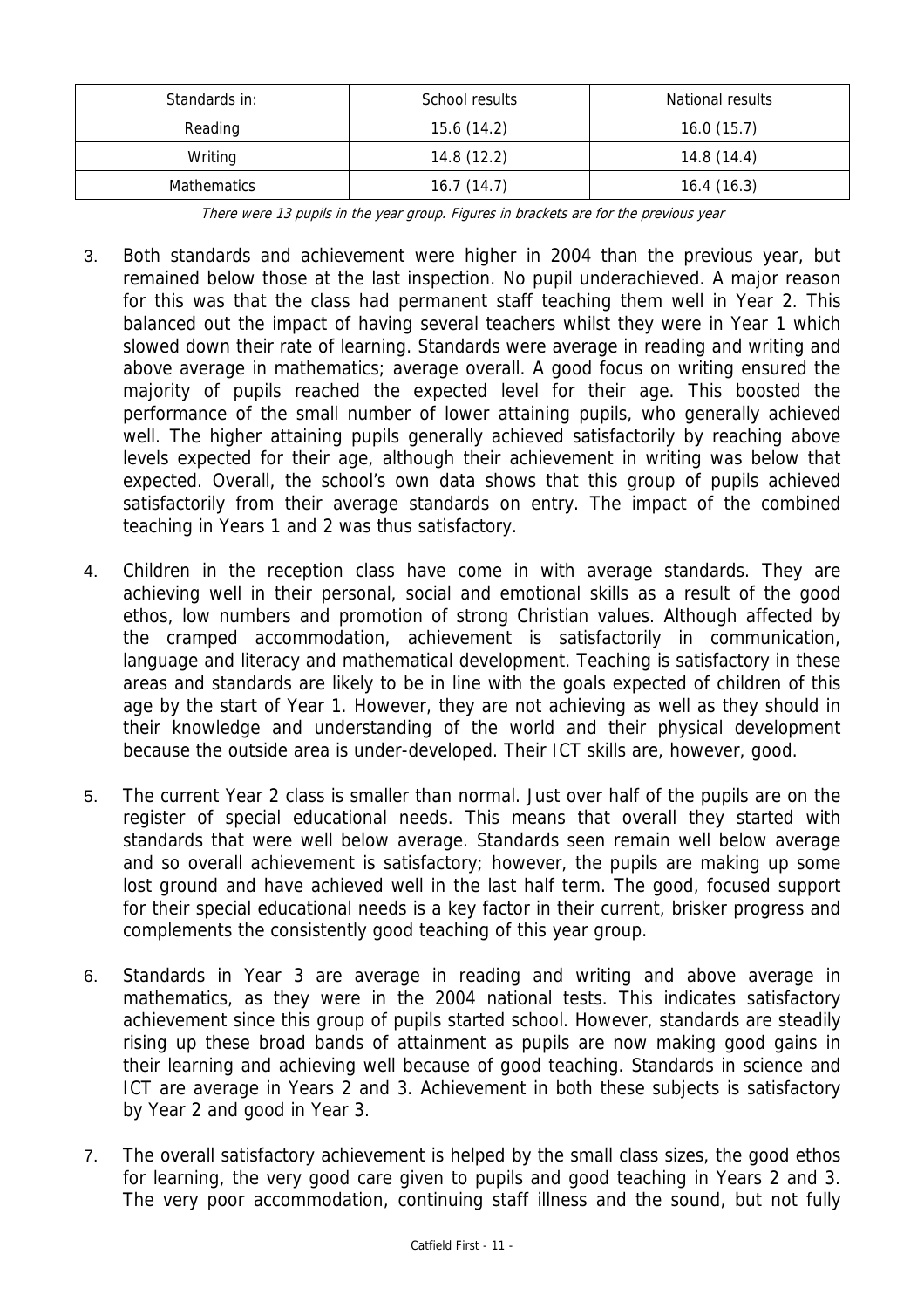| Standards in: | School results | National results |
|---|---|---|
| Reading | 15.6 (14.2) | 16.0 (15.7) |
| Writing | 14.8 (12.2) | 14.8 (14.4) |
| Mathematics | 16.7 (14.7) | 16.4 (16.3) |

*There were 13 pupils in the year group. Figures in brackets are for the previous year*

3. Both standards and achievement were higher in 2004 than the previous year, but remained below those at the last inspection. No pupil underachieved. A major reason for this was that the class had permanent staff teaching them well in Year 2. This balanced out the impact of having several teachers whilst they were in Year 1 which slowed down their rate of learning. Standards were average in reading and writing and above average in mathematics; average overall. A good focus on writing ensured the majority of pupils reached the expected level for their age. This boosted the performance of the small number of lower attaining pupils, who generally achieved well. The higher attaining pupils generally achieved satisfactorily by reaching above levels expected for their age, although their achievement in writing was below that expected. Overall, the school's own data shows that this group of pupils achieved satisfactorily from their average standards on entry. The impact of the combined teaching in Years 1 and 2 was thus satisfactory.

4. Children in the reception class have come in with average standards. They are achieving well in their personal, social and emotional skills as a result of the good ethos, low numbers and promotion of strong Christian values. Although affected by the cramped accommodation, achievement is satisfactorily in communication, language and literacy and mathematical development. Teaching is satisfactory in these areas and standards are likely to be in line with the goals expected of children of this age by the start of Year 1. However, they are not achieving as well as they should in their knowledge and understanding of the world and their physical development because the outside area is under-developed. Their ICT skills are, however, good.

5. The current Year 2 class is smaller than normal. Just over half of the pupils are on the register of special educational needs. This means that overall they started with standards that were well below average. Standards seen remain well below average and so overall achievement is satisfactory; however, the pupils are making up some lost ground and have achieved well in the last half term. The good, focused support for their special educational needs is a key factor in their current, brisker progress and complements the consistently good teaching of this year group.

6. Standards in Year 3 are average in reading and writing and above average in mathematics, as they were in the 2004 national tests. This indicates satisfactory achievement since this group of pupils started school. However, standards are steadily rising up these broad bands of attainment as pupils are now making good gains in their learning and achieving well because of good teaching. Standards in science and ICT are average in Years 2 and 3. Achievement in both these subjects is satisfactory by Year 2 and good in Year 3.

7. The overall satisfactory achievement is helped by the small class sizes, the good ethos for learning, the very good care given to pupils and good teaching in Years 2 and 3. The very poor accommodation, continuing staff illness and the sound, but not fully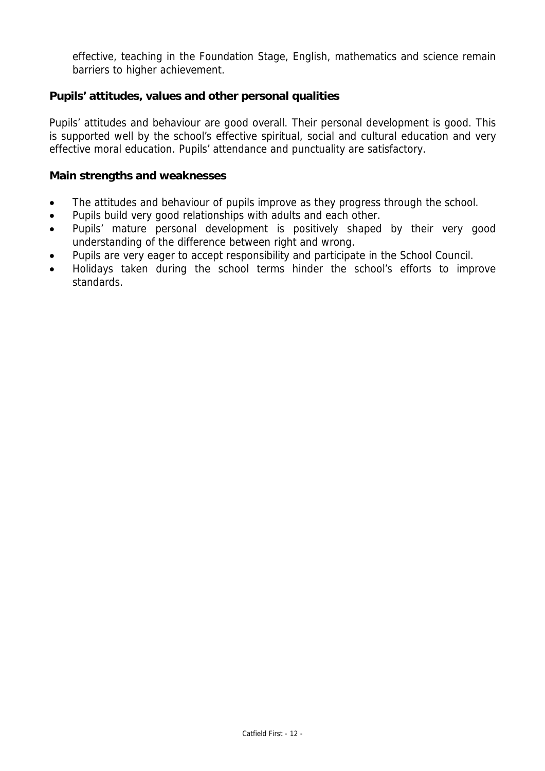effective, teaching in the Foundation Stage, English, mathematics and science remain barriers to higher achievement.

**Pupils' attitudes, values and other personal qualities**

Pupils' attitudes and behaviour are good overall. Their personal development is good. This is supported well by the school's effective spiritual, social and cultural education and very effective moral education. Pupils' attendance and punctuality are satisfactory.

**Main strengths and weaknesses**

- The attitudes and behaviour of pupils improve as they progress through the school.
- Pupils build very good relationships with adults and each other.
- Pupils' mature personal development is positively shaped by their very good understanding of the difference between right and wrong.
- Pupils are very eager to accept responsibility and participate in the School Council.
- Holidays taken during the school terms hinder the school's efforts to improve standards.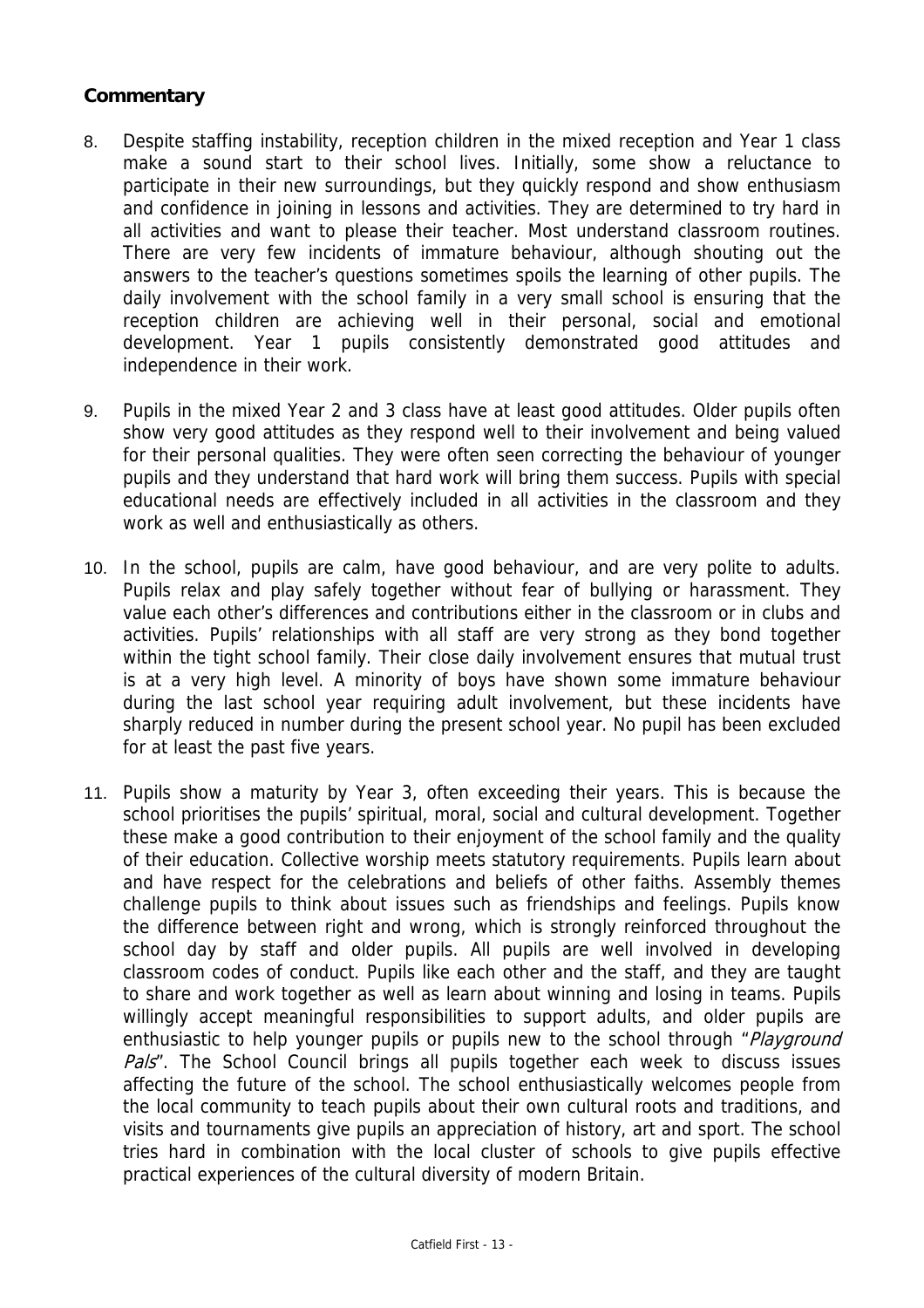### Commentary

8. Despite staffing instability, reception children in the mixed reception and Year 1 class make a sound start to their school lives. Initially, some show a reluctance to participate in their new surroundings, but they quickly respond and show enthusiasm and confidence in joining in lessons and activities. They are determined to try hard in all activities and want to please their teacher. Most understand classroom routines. There are very few incidents of immature behaviour, although shouting out the answers to the teacher's questions sometimes spoils the learning of other pupils. The daily involvement with the school family in a very small school is ensuring that the reception children are achieving well in their personal, social and emotional development. Year 1 pupils consistently demonstrated good attitudes and independence in their work.

9. Pupils in the mixed Year 2 and 3 class have at least good attitudes. Older pupils often show very good attitudes as they respond well to their involvement and being valued for their personal qualities. They were often seen correcting the behaviour of younger pupils and they understand that hard work will bring them success. Pupils with special educational needs are effectively included in all activities in the classroom and they work as well and enthusiastically as others.

10. In the school, pupils are calm, have good behaviour, and are very polite to adults. Pupils relax and play safely together without fear of bullying or harassment. They value each other's differences and contributions either in the classroom or in clubs and activities. Pupils' relationships with all staff are very strong as they bond together within the tight school family. Their close daily involvement ensures that mutual trust is at a very high level. A minority of boys have shown some immature behaviour during the last school year requiring adult involvement, but these incidents have sharply reduced in number during the present school year. No pupil has been excluded for at least the past five years.

11. Pupils show a maturity by Year 3, often exceeding their years. This is because the school prioritises the pupils' spiritual, moral, social and cultural development. Together these make a good contribution to their enjoyment of the school family and the quality of their education. Collective worship meets statutory requirements. Pupils learn about and have respect for the celebrations and beliefs of other faiths. Assembly themes challenge pupils to think about issues such as friendships and feelings. Pupils know the difference between right and wrong, which is strongly reinforced throughout the school day by staff and older pupils. All pupils are well involved in developing classroom codes of conduct. Pupils like each other and the staff, and they are taught to share and work together as well as learn about winning and losing in teams. Pupils willingly accept meaningful responsibilities to support adults, and older pupils are enthusiastic to help younger pupils or pupils new to the school through "*Playground Pals*". The School Council brings all pupils together each week to discuss issues affecting the future of the school. The school enthusiastically welcomes people from the local community to teach pupils about their own cultural roots and traditions, and visits and tournaments give pupils an appreciation of history, art and sport. The school tries hard in combination with the local cluster of schools to give pupils effective practical experiences of the cultural diversity of modern Britain.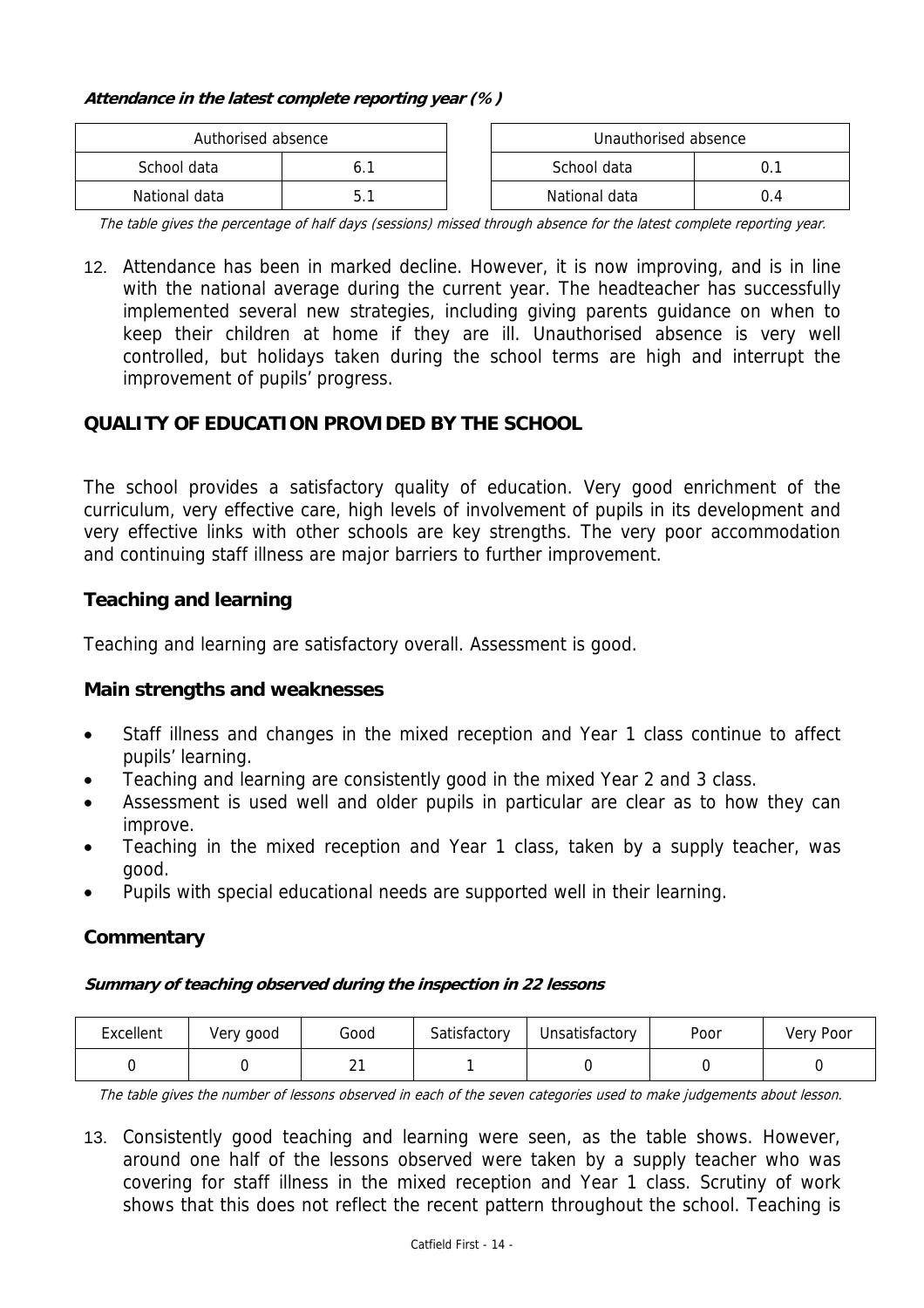**Attendance in the latest complete reporting year (%)**

| Authorised absence | |
|---|---|
| School data | 6.1 |
| National data | 5.1 |

| Unauthorised absence | |
|---|---|
| School data | 0.1 |
| National data | 0.4 |

*The table gives the percentage of half days (sessions) missed through absence for the latest complete reporting year.*

12. Attendance has been in marked decline. However, it is now improving, and is in line with the national average during the current year. The headteacher has successfully implemented several new strategies, including giving parents guidance on when to keep their children at home if they are ill. Unauthorised absence is very well controlled, but holidays taken during the school terms are high and interrupt the improvement of pupils' progress.

## QUALITY OF EDUCATION PROVIDED BY THE SCHOOL

The school provides a satisfactory quality of education. Very good enrichment of the curriculum, very effective care, high levels of involvement of pupils in its development and very effective links with other schools are key strengths. The very poor accommodation and continuing staff illness are major barriers to further improvement.

### Teaching and learning

Teaching and learning are satisfactory overall. Assessment is good.

### Main strengths and weaknesses

- Staff illness and changes in the mixed reception and Year 1 class continue to affect pupils' learning.
- Teaching and learning are consistently good in the mixed Year 2 and 3 class.
- Assessment is used well and older pupils in particular are clear as to how they can improve.
- Teaching in the mixed reception and Year 1 class, taken by a supply teacher, was good.
- Pupils with special educational needs are supported well in their learning.

### Commentary

**Summary of teaching observed during the inspection in 22 lessons**

| Excellent | Very good | Good | Satisfactory | Unsatisfactory | Poor | Very Poor |
|---|---|---|---|---|---|---|
| 0 | 0 | 21 | 1 | 0 | 0 | 0 |

*The table gives the number of lessons observed in each of the seven categories used to make judgements about lesson.*

13. Consistently good teaching and learning were seen, as the table shows. However, around one half of the lessons observed were taken by a supply teacher who was covering for staff illness in the mixed reception and Year 1 class. Scrutiny of work shows that this does not reflect the recent pattern throughout the school. Teaching is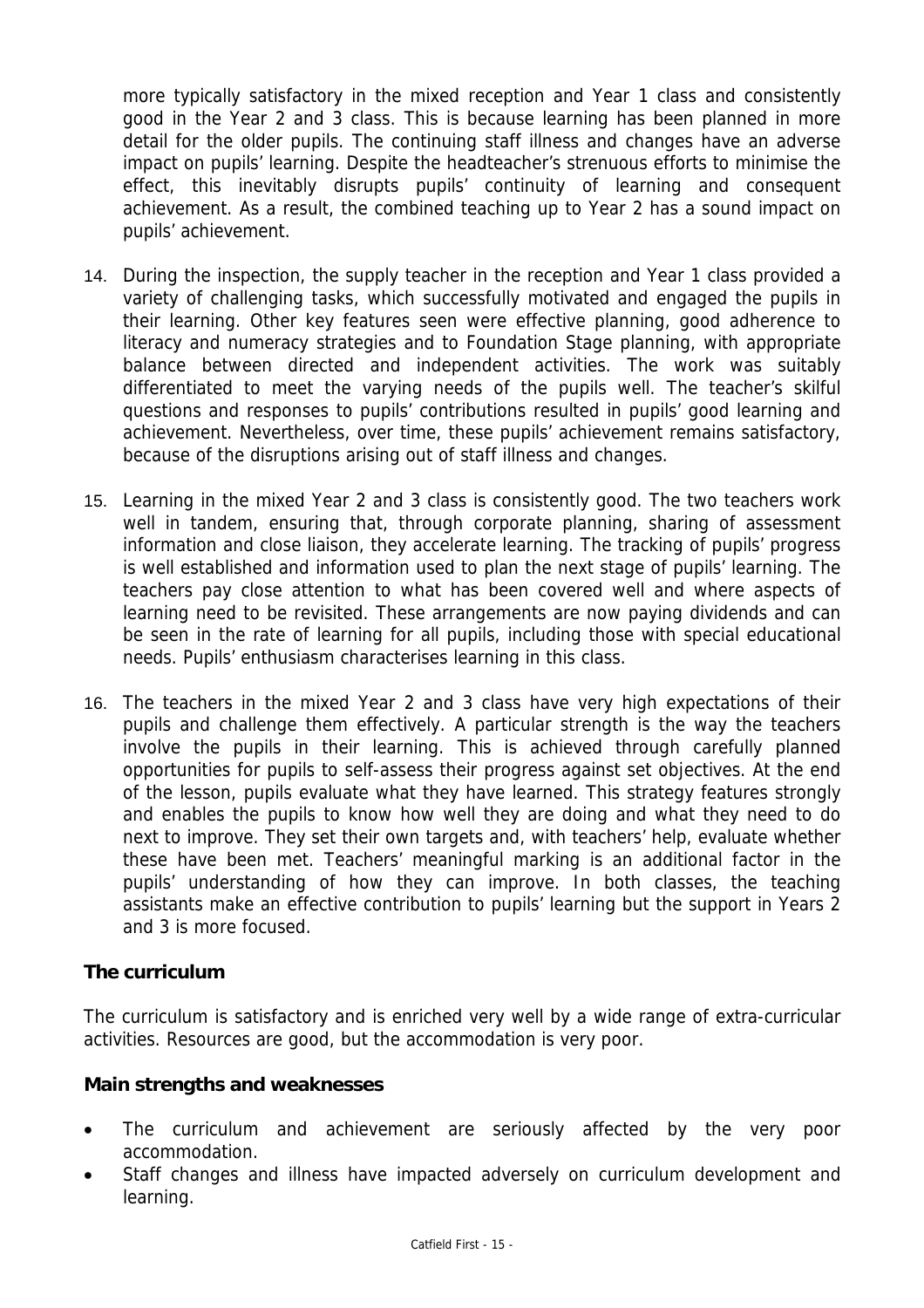more typically satisfactory in the mixed reception and Year 1 class and consistently good in the Year 2 and 3 class. This is because learning has been planned in more detail for the older pupils. The continuing staff illness and changes have an adverse impact on pupils' learning. Despite the headteacher's strenuous efforts to minimise the effect, this inevitably disrupts pupils' continuity of learning and consequent achievement. As a result, the combined teaching up to Year 2 has a sound impact on pupils' achievement.

14. During the inspection, the supply teacher in the reception and Year 1 class provided a variety of challenging tasks, which successfully motivated and engaged the pupils in their learning. Other key features seen were effective planning, good adherence to literacy and numeracy strategies and to Foundation Stage planning, with appropriate balance between directed and independent activities. The work was suitably differentiated to meet the varying needs of the pupils well. The teacher's skilful questions and responses to pupils' contributions resulted in pupils' good learning and achievement. Nevertheless, over time, these pupils' achievement remains satisfactory, because of the disruptions arising out of staff illness and changes.

15. Learning in the mixed Year 2 and 3 class is consistently good. The two teachers work well in tandem, ensuring that, through corporate planning, sharing of assessment information and close liaison, they accelerate learning. The tracking of pupils' progress is well established and information used to plan the next stage of pupils' learning. The teachers pay close attention to what has been covered well and where aspects of learning need to be revisited. These arrangements are now paying dividends and can be seen in the rate of learning for all pupils, including those with special educational needs. Pupils' enthusiasm characterises learning in this class.

16. The teachers in the mixed Year 2 and 3 class have very high expectations of their pupils and challenge them effectively. A particular strength is the way the teachers involve the pupils in their learning. This is achieved through carefully planned opportunities for pupils to self-assess their progress against set objectives. At the end of the lesson, pupils evaluate what they have learned. This strategy features strongly and enables the pupils to know how well they are doing and what they need to do next to improve. They set their own targets and, with teachers' help, evaluate whether these have been met. Teachers' meaningful marking is an additional factor in the pupils' understanding of how they can improve. In both classes, the teaching assistants make an effective contribution to pupils' learning but the support in Years 2 and 3 is more focused.

### The curriculum

The curriculum is satisfactory and is enriched very well by a wide range of extra-curricular activities. Resources are good, but the accommodation is very poor.

#### Main strengths and weaknesses

- The curriculum and achievement are seriously affected by the very poor accommodation.
- Staff changes and illness have impacted adversely on curriculum development and learning.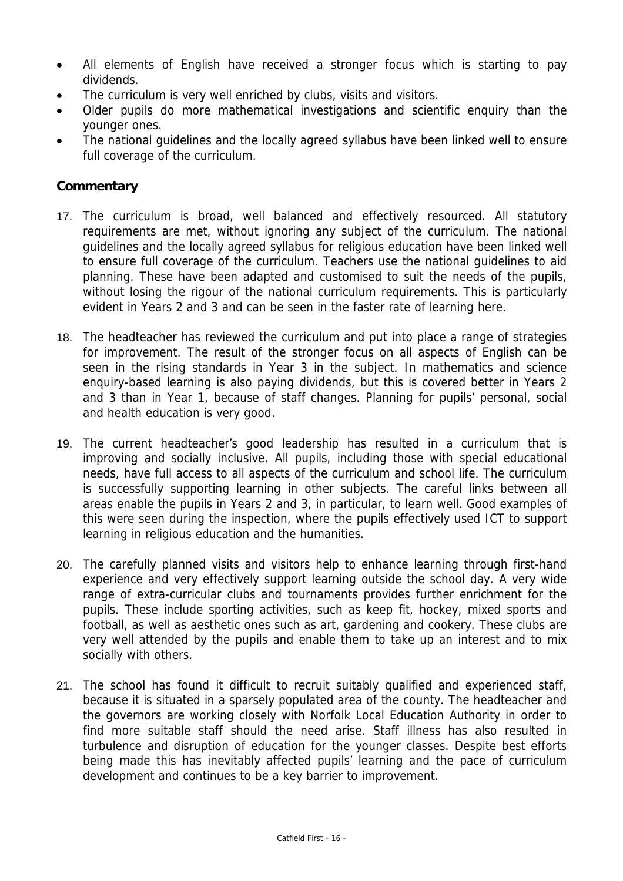- All elements of English have received a stronger focus which is starting to pay dividends.
- The curriculum is very well enriched by clubs, visits and visitors.
- Older pupils do more mathematical investigations and scientific enquiry than the younger ones.
- The national guidelines and the locally agreed syllabus have been linked well to ensure full coverage of the curriculum.

### Commentary

17. The curriculum is broad, well balanced and effectively resourced. All statutory requirements are met, without ignoring any subject of the curriculum. The national guidelines and the locally agreed syllabus for religious education have been linked well to ensure full coverage of the curriculum. Teachers use the national guidelines to aid planning. These have been adapted and customised to suit the needs of the pupils, without losing the rigour of the national curriculum requirements. This is particularly evident in Years 2 and 3 and can be seen in the faster rate of learning here.

18. The headteacher has reviewed the curriculum and put into place a range of strategies for improvement. The result of the stronger focus on all aspects of English can be seen in the rising standards in Year 3 in the subject. In mathematics and science enquiry-based learning is also paying dividends, but this is covered better in Years 2 and 3 than in Year 1, because of staff changes. Planning for pupils' personal, social and health education is very good.

19. The current headteacher's good leadership has resulted in a curriculum that is improving and socially inclusive. All pupils, including those with special educational needs, have full access to all aspects of the curriculum and school life. The curriculum is successfully supporting learning in other subjects. The careful links between all areas enable the pupils in Years 2 and 3, in particular, to learn well. Good examples of this were seen during the inspection, where the pupils effectively used ICT to support learning in religious education and the humanities.

20. The carefully planned visits and visitors help to enhance learning through first-hand experience and very effectively support learning outside the school day. A very wide range of extra-curricular clubs and tournaments provides further enrichment for the pupils. These include sporting activities, such as keep fit, hockey, mixed sports and football, as well as aesthetic ones such as art, gardening and cookery. These clubs are very well attended by the pupils and enable them to take up an interest and to mix socially with others.

21. The school has found it difficult to recruit suitably qualified and experienced staff, because it is situated in a sparsely populated area of the county. The headteacher and the governors are working closely with Norfolk Local Education Authority in order to find more suitable staff should the need arise. Staff illness has also resulted in turbulence and disruption of education for the younger classes. Despite best efforts being made this has inevitably affected pupils' learning and the pace of curriculum development and continues to be a key barrier to improvement.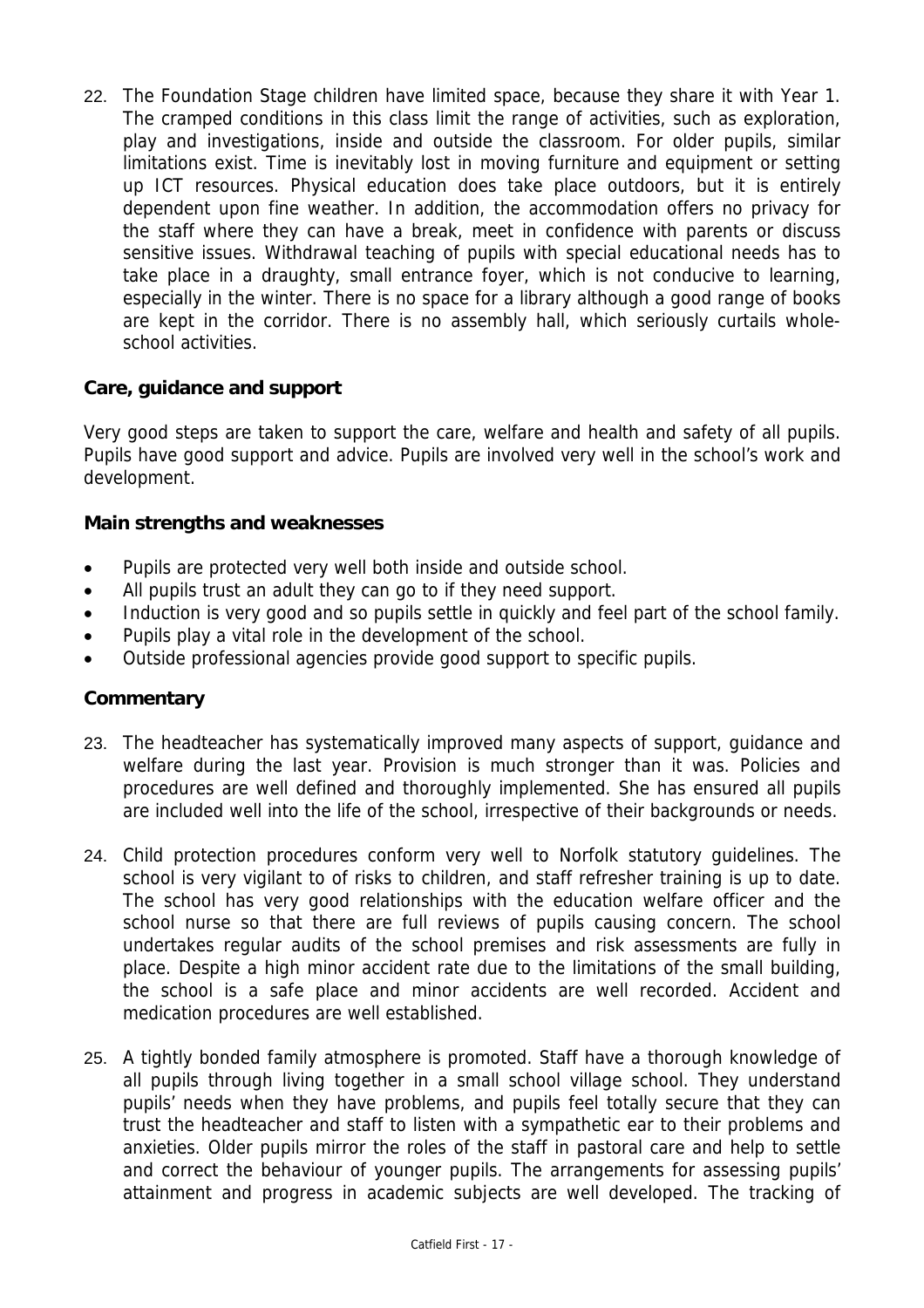22. The Foundation Stage children have limited space, because they share it with Year 1. The cramped conditions in this class limit the range of activities, such as exploration, play and investigations, inside and outside the classroom. For older pupils, similar limitations exist. Time is inevitably lost in moving furniture and equipment or setting up ICT resources. Physical education does take place outdoors, but it is entirely dependent upon fine weather. In addition, the accommodation offers no privacy for the staff where they can have a break, meet in confidence with parents or discuss sensitive issues. Withdrawal teaching of pupils with special educational needs has to take place in a draughty, small entrance foyer, which is not conducive to learning, especially in the winter. There is no space for a library although a good range of books are kept in the corridor. There is no assembly hall, which seriously curtails whole-school activities.

### Care, guidance and support

Very good steps are taken to support the care, welfare and health and safety of all pupils. Pupils have good support and advice. Pupils are involved very well in the school's work and development.

### Main strengths and weaknesses

- Pupils are protected very well both inside and outside school.
- All pupils trust an adult they can go to if they need support.
- Induction is very good and so pupils settle in quickly and feel part of the school family.
- Pupils play a vital role in the development of the school.
- Outside professional agencies provide good support to specific pupils.

### Commentary

23. The headteacher has systematically improved many aspects of support, guidance and welfare during the last year. Provision is much stronger than it was. Policies and procedures are well defined and thoroughly implemented. She has ensured all pupils are included well into the life of the school, irrespective of their backgrounds or needs.

24. Child protection procedures conform very well to Norfolk statutory guidelines. The school is very vigilant to of risks to children, and staff refresher training is up to date. The school has very good relationships with the education welfare officer and the school nurse so that there are full reviews of pupils causing concern. The school undertakes regular audits of the school premises and risk assessments are fully in place. Despite a high minor accident rate due to the limitations of the small building, the school is a safe place and minor accidents are well recorded. Accident and medication procedures are well established.

25. A tightly bonded family atmosphere is promoted. Staff have a thorough knowledge of all pupils through living together in a small school village school. They understand pupils' needs when they have problems, and pupils feel totally secure that they can trust the headteacher and staff to listen with a sympathetic ear to their problems and anxieties. Older pupils mirror the roles of the staff in pastoral care and help to settle and correct the behaviour of younger pupils. The arrangements for assessing pupils' attainment and progress in academic subjects are well developed. The tracking of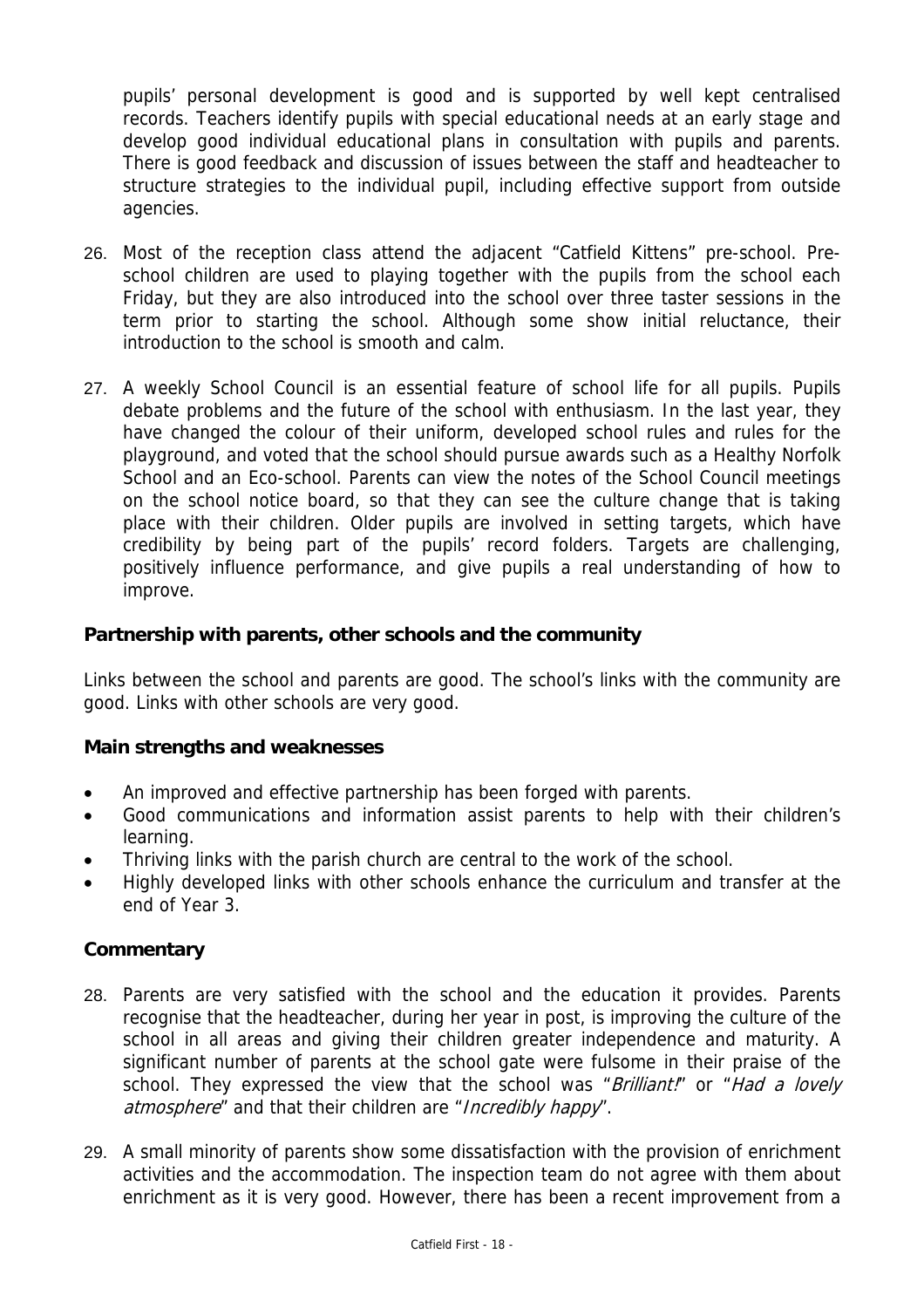pupils' personal development is good and is supported by well kept centralised records. Teachers identify pupils with special educational needs at an early stage and develop good individual educational plans in consultation with pupils and parents. There is good feedback and discussion of issues between the staff and headteacher to structure strategies to the individual pupil, including effective support from outside agencies.

26. Most of the reception class attend the adjacent "Catfield Kittens" pre-school. Pre-school children are used to playing together with the pupils from the school each Friday, but they are also introduced into the school over three taster sessions in the term prior to starting the school. Although some show initial reluctance, their introduction to the school is smooth and calm.

27. A weekly School Council is an essential feature of school life for all pupils. Pupils debate problems and the future of the school with enthusiasm. In the last year, they have changed the colour of their uniform, developed school rules and rules for the playground, and voted that the school should pursue awards such as a Healthy Norfolk School and an Eco-school. Parents can view the notes of the School Council meetings on the school notice board, so that they can see the culture change that is taking place with their children. Older pupils are involved in setting targets, which have credibility by being part of the pupils' record folders. Targets are challenging, positively influence performance, and give pupils a real understanding of how to improve.

**Partnership with parents, other schools and the community**

Links between the school and parents are good. The school's links with the community are good. Links with other schools are very good.

**Main strengths and weaknesses**

- An improved and effective partnership has been forged with parents.
- Good communications and information assist parents to help with their children's learning.
- Thriving links with the parish church are central to the work of the school.
- Highly developed links with other schools enhance the curriculum and transfer at the end of Year 3.

**Commentary**

28. Parents are very satisfied with the school and the education it provides. Parents recognise that the headteacher, during her year in post, is improving the culture of the school in all areas and giving their children greater independence and maturity. A significant number of parents at the school gate were fulsome in their praise of the school. They expressed the view that the school was "*Brilliant!*" or "*Had a lovely atmosphere*" and that their children are "*Incredibly happy*".

29. A small minority of parents show some dissatisfaction with the provision of enrichment activities and the accommodation. The inspection team do not agree with them about enrichment as it is very good. However, there has been a recent improvement from a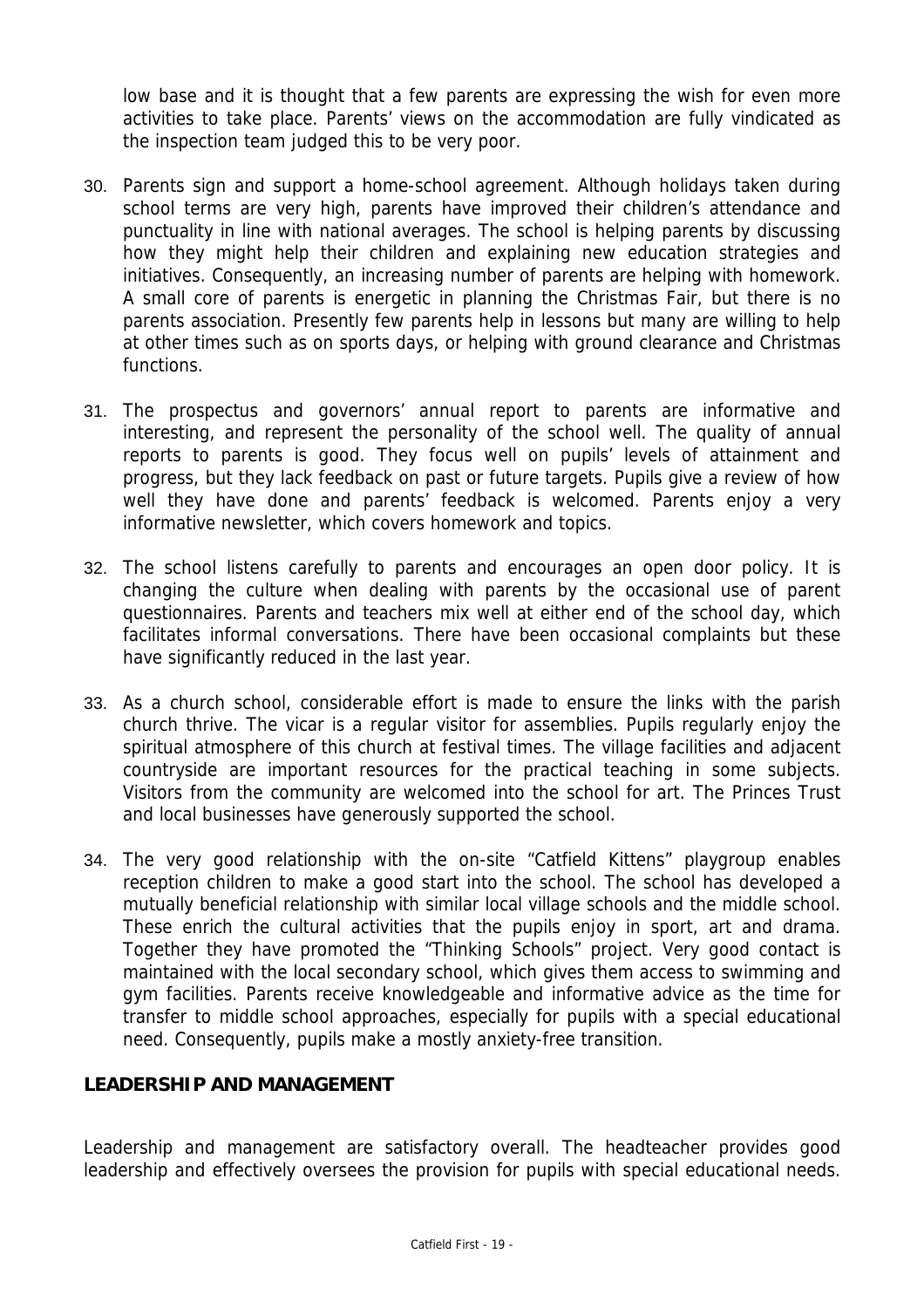low base and it is thought that a few parents are expressing the wish for even more activities to take place. Parents' views on the accommodation are fully vindicated as the inspection team judged this to be very poor.

30. Parents sign and support a home-school agreement. Although holidays taken during school terms are very high, parents have improved their children's attendance and punctuality in line with national averages. The school is helping parents by discussing how they might help their children and explaining new education strategies and initiatives. Consequently, an increasing number of parents are helping with homework. A small core of parents is energetic in planning the Christmas Fair, but there is no parents association. Presently few parents help in lessons but many are willing to help at other times such as on sports days, or helping with ground clearance and Christmas functions.

31. The prospectus and governors' annual report to parents are informative and interesting, and represent the personality of the school well. The quality of annual reports to parents is good. They focus well on pupils' levels of attainment and progress, but they lack feedback on past or future targets. Pupils give a review of how well they have done and parents' feedback is welcomed. Parents enjoy a very informative newsletter, which covers homework and topics.

32. The school listens carefully to parents and encourages an open door policy. It is changing the culture when dealing with parents by the occasional use of parent questionnaires. Parents and teachers mix well at either end of the school day, which facilitates informal conversations. There have been occasional complaints but these have significantly reduced in the last year.

33. As a church school, considerable effort is made to ensure the links with the parish church thrive. The vicar is a regular visitor for assemblies. Pupils regularly enjoy the spiritual atmosphere of this church at festival times. The village facilities and adjacent countryside are important resources for the practical teaching in some subjects. Visitors from the community are welcomed into the school for art. The Princes Trust and local businesses have generously supported the school.

34. The very good relationship with the on-site "Catfield Kittens" playgroup enables reception children to make a good start into the school. The school has developed a mutually beneficial relationship with similar local village schools and the middle school. These enrich the cultural activities that the pupils enjoy in sport, art and drama. Together they have promoted the "Thinking Schools" project. Very good contact is maintained with the local secondary school, which gives them access to swimming and gym facilities. Parents receive knowledgeable and informative advice as the time for transfer to middle school approaches, especially for pupils with a special educational need. Consequently, pupils make a mostly anxiety-free transition.

## LEADERSHIP AND MANAGEMENT

Leadership and management are satisfactory overall. The headteacher provides good leadership and effectively oversees the provision for pupils with special educational needs.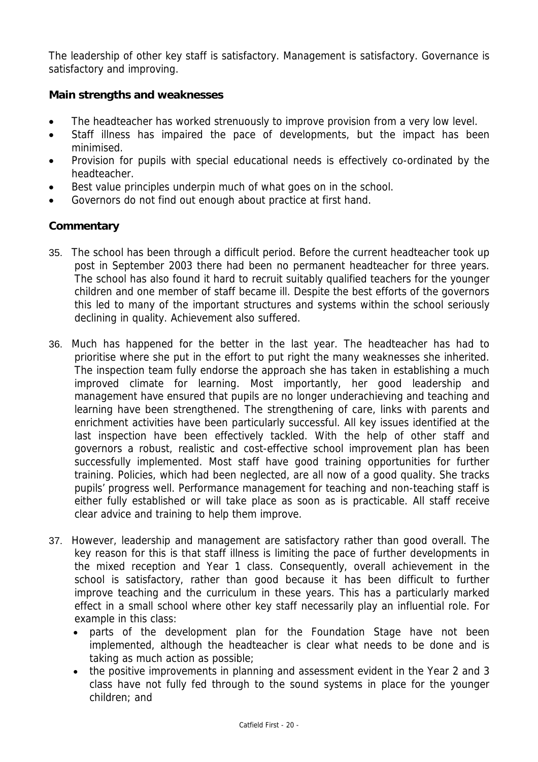The leadership of other key staff is satisfactory. Management is satisfactory. Governance is satisfactory and improving.

**Main strengths and weaknesses**

- The headteacher has worked strenuously to improve provision from a very low level.
- Staff illness has impaired the pace of developments, but the impact has been minimised.
- Provision for pupils with special educational needs is effectively co-ordinated by the headteacher.
- Best value principles underpin much of what goes on in the school.
- Governors do not find out enough about practice at first hand.

**Commentary**

35. The school has been through a difficult period. Before the current headteacher took up post in September 2003 there had been no permanent headteacher for three years. The school has also found it hard to recruit suitably qualified teachers for the younger children and one member of staff became ill. Despite the best efforts of the governors this led to many of the important structures and systems within the school seriously declining in quality. Achievement also suffered.

36. Much has happened for the better in the last year. The headteacher has had to prioritise where she put in the effort to put right the many weaknesses she inherited. The inspection team fully endorse the approach she has taken in establishing a much improved climate for learning. Most importantly, her good leadership and management have ensured that pupils are no longer underachieving and teaching and learning have been strengthened. The strengthening of care, links with parents and enrichment activities have been particularly successful. All key issues identified at the last inspection have been effectively tackled. With the help of other staff and governors a robust, realistic and cost-effective school improvement plan has been successfully implemented. Most staff have good training opportunities for further training. Policies, which had been neglected, are all now of a good quality. She tracks pupils' progress well. Performance management for teaching and non-teaching staff is either fully established or will take place as soon as is practicable. All staff receive clear advice and training to help them improve.

37. However, leadership and management are satisfactory rather than good overall. The key reason for this is that staff illness is limiting the pace of further developments in the mixed reception and Year 1 class. Consequently, overall achievement in the school is satisfactory, rather than good because it has been difficult to further improve teaching and the curriculum in these years. This has a particularly marked effect in a small school where other key staff necessarily play an influential role. For example in this class:
    - parts of the development plan for the Foundation Stage have not been implemented, although the headteacher is clear what needs to be done and is taking as much action as possible;
    - the positive improvements in planning and assessment evident in the Year 2 and 3 class have not fully fed through to the sound systems in place for the younger children; and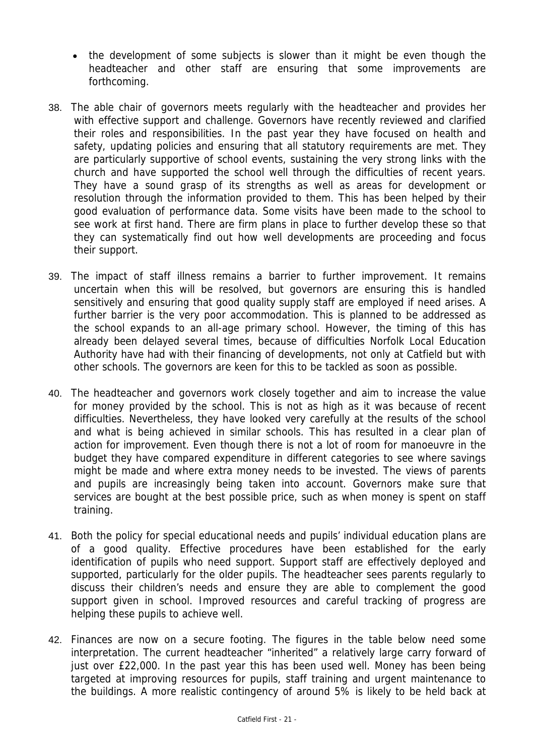- the development of some subjects is slower than it might be even though the headteacher and other staff are ensuring that some improvements are forthcoming.

38. The able chair of governors meets regularly with the headteacher and provides her with effective support and challenge. Governors have recently reviewed and clarified their roles and responsibilities. In the past year they have focused on health and safety, updating policies and ensuring that all statutory requirements are met. They are particularly supportive of school events, sustaining the very strong links with the church and have supported the school well through the difficulties of recent years. They have a sound grasp of its strengths as well as areas for development or resolution through the information provided to them. This has been helped by their good evaluation of performance data. Some visits have been made to the school to see work at first hand. There are firm plans in place to further develop these so that they can systematically find out how well developments are proceeding and focus their support.

39. The impact of staff illness remains a barrier to further improvement. It remains uncertain when this will be resolved, but governors are ensuring this is handled sensitively and ensuring that good quality supply staff are employed if need arises. A further barrier is the very poor accommodation. This is planned to be addressed as the school expands to an all-age primary school. However, the timing of this has already been delayed several times, because of difficulties Norfolk Local Education Authority have had with their financing of developments, not only at Catfield but with other schools. The governors are keen for this to be tackled as soon as possible.

40. The headteacher and governors work closely together and aim to increase the value for money provided by the school. This is not as high as it was because of recent difficulties. Nevertheless, they have looked very carefully at the results of the school and what is being achieved in similar schools. This has resulted in a clear plan of action for improvement. Even though there is not a lot of room for manoeuvre in the budget they have compared expenditure in different categories to see where savings might be made and where extra money needs to be invested. The views of parents and pupils are increasingly being taken into account. Governors make sure that services are bought at the best possible price, such as when money is spent on staff training.

41. Both the policy for special educational needs and pupils' individual education plans are of a good quality. Effective procedures have been established for the early identification of pupils who need support. Support staff are effectively deployed and supported, particularly for the older pupils. The headteacher sees parents regularly to discuss their children's needs and ensure they are able to complement the good support given in school. Improved resources and careful tracking of progress are helping these pupils to achieve well.

42. Finances are now on a secure footing. The figures in the table below need some interpretation. The current headteacher "inherited" a relatively large carry forward of just over £22,000. In the past year this has been used well. Money has been being targeted at improving resources for pupils, staff training and urgent maintenance to the buildings. A more realistic contingency of around 5% is likely to be held back at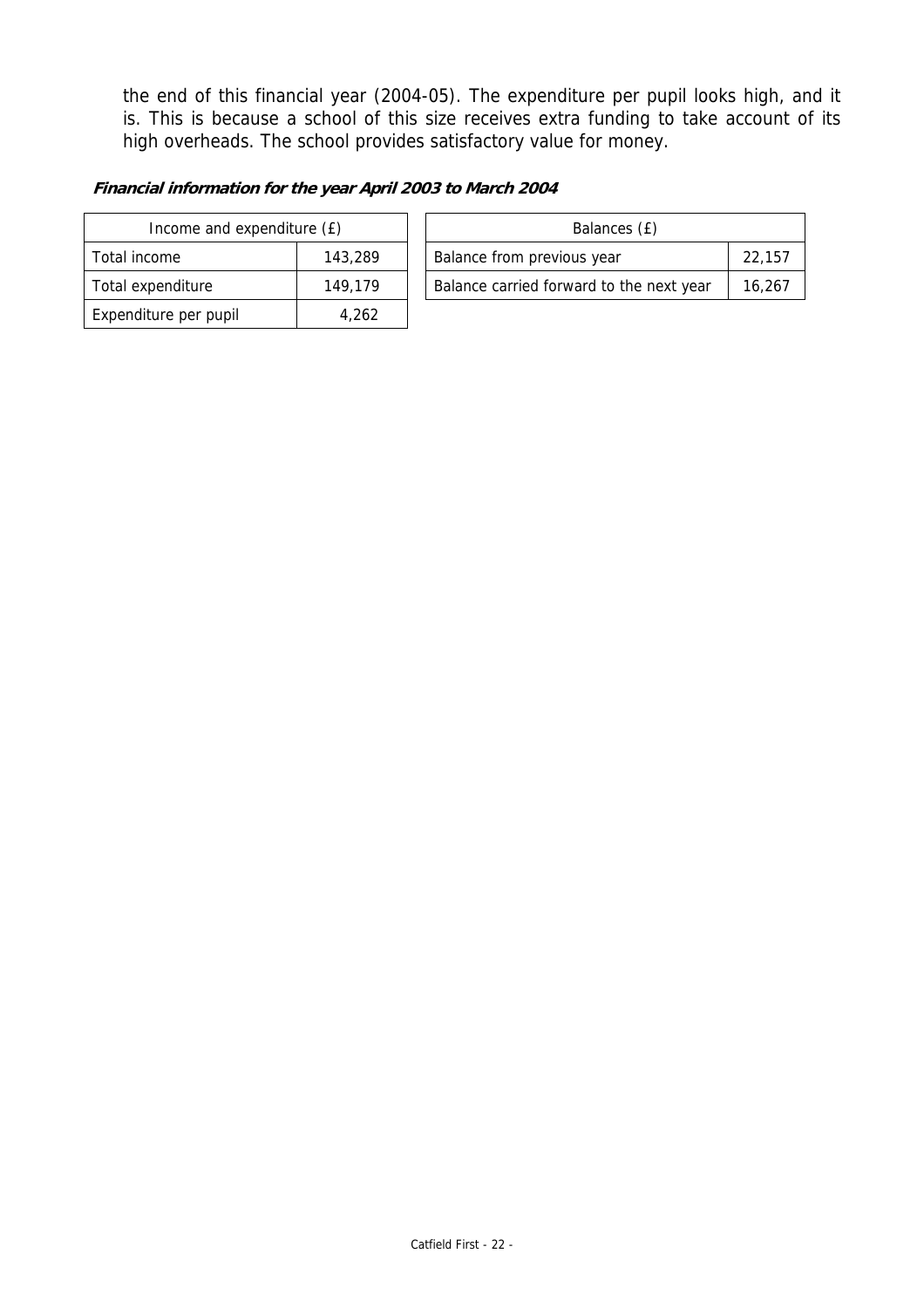the end of this financial year (2004-05). The expenditure per pupil looks high, and it is. This is because a school of this size receives extra funding to take account of its high overheads. The school provides satisfactory value for money.

***Financial information for the year April 2003 to March 2004***

| Income and expenditure (£) | |
|---|---|
| Total income | 143,289 |
| Total expenditure | 149,179 |
| Expenditure per pupil | 4,262 |

| Balances (£) | |
|---|---|
| Balance from previous year | 22,157 |
| Balance carried forward to the next year | 16,267 |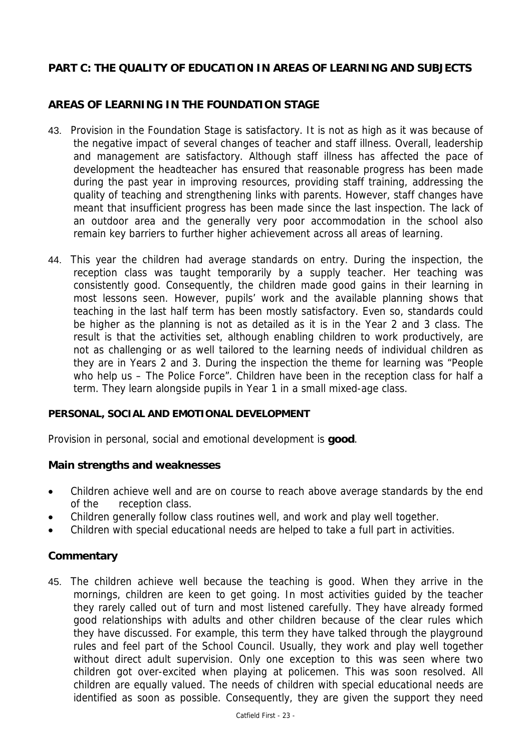## PART C: THE QUALITY OF EDUCATION IN AREAS OF LEARNING AND SUBJECTS

### AREAS OF LEARNING IN THE FOUNDATION STAGE

43. Provision in the Foundation Stage is satisfactory. It is not as high as it was because of the negative impact of several changes of teacher and staff illness. Overall, leadership and management are satisfactory. Although staff illness has affected the pace of development the headteacher has ensured that reasonable progress has been made during the past year in improving resources, providing staff training, addressing the quality of teaching and strengthening links with parents. However, staff changes have meant that insufficient progress has been made since the last inspection. The lack of an outdoor area and the generally very poor accommodation in the school also remain key barriers to further higher achievement across all areas of learning.

44. This year the children had average standards on entry. During the inspection, the reception class was taught temporarily by a supply teacher. Her teaching was consistently good. Consequently, the children made good gains in their learning in most lessons seen. However, pupils' work and the available planning shows that teaching in the last half term has been mostly satisfactory. Even so, standards could be higher as the planning is not as detailed as it is in the Year 2 and 3 class. The result is that the activities set, although enabling children to work productively, are not as challenging or as well tailored to the learning needs of individual children as they are in Years 2 and 3. During the inspection the theme for learning was "People who help us – The Police Force". Children have been in the reception class for half a term. They learn alongside pupils in Year 1 in a small mixed-age class.

#### PERSONAL, SOCIAL AND EMOTIONAL DEVELOPMENT

Provision in personal, social and emotional development is **good**.

### Main strengths and weaknesses

- Children achieve well and are on course to reach above average standards by the end of the reception class.
- Children generally follow class routines well, and work and play well together.
- Children with special educational needs are helped to take a full part in activities.

### Commentary

45. The children achieve well because the teaching is good. When they arrive in the mornings, children are keen to get going. In most activities guided by the teacher they rarely called out of turn and most listened carefully. They have already formed good relationships with adults and other children because of the clear rules which they have discussed. For example, this term they have talked through the playground rules and feel part of the School Council. Usually, they work and play well together without direct adult supervision. Only one exception to this was seen where two children got over-excited when playing at policemen. This was soon resolved. All children are equally valued. The needs of children with special educational needs are identified as soon as possible. Consequently, they are given the support they need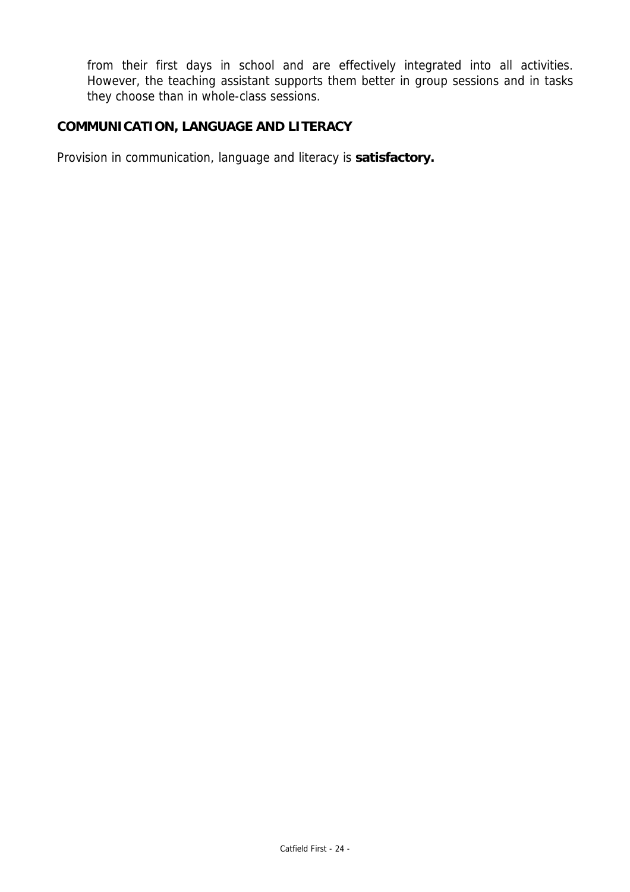from their first days in school and are effectively integrated into all activities. However, the teaching assistant supports them better in group sessions and in tasks they choose than in whole-class sessions.

## COMMUNICATION, LANGUAGE AND LITERACY

Provision in communication, language and literacy is **satisfactory.**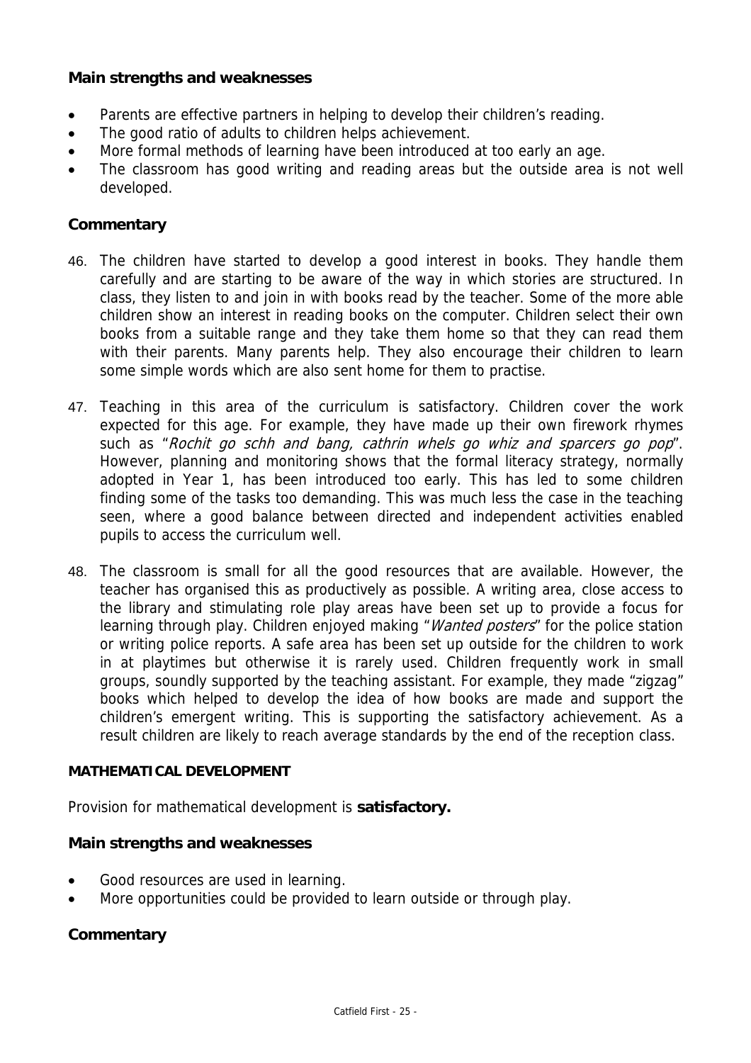### Main strengths and weaknesses

- Parents are effective partners in helping to develop their children's reading.
- The good ratio of adults to children helps achievement.
- More formal methods of learning have been introduced at too early an age.
- The classroom has good writing and reading areas but the outside area is not well developed.

### Commentary

46. The children have started to develop a good interest in books. They handle them carefully and are starting to be aware of the way in which stories are structured. In class, they listen to and join in with books read by the teacher. Some of the more able children show an interest in reading books on the computer. Children select their own books from a suitable range and they take them home so that they can read them with their parents. Many parents help. They also encourage their children to learn some simple words which are also sent home for them to practise.

47. Teaching in this area of the curriculum is satisfactory. Children cover the work expected for this age. For example, they have made up their own firework rhymes such as "*Rochit go schh and bang, cathrin whels go whiz and sparcers go pop*". However, planning and monitoring shows that the formal literacy strategy, normally adopted in Year 1, has been introduced too early. This has led to some children finding some of the tasks too demanding. This was much less the case in the teaching seen, where a good balance between directed and independent activities enabled pupils to access the curriculum well.

48. The classroom is small for all the good resources that are available. However, the teacher has organised this as productively as possible. A writing area, close access to the library and stimulating role play areas have been set up to provide a focus for learning through play. Children enjoyed making "*Wanted posters*" for the police station or writing police reports. A safe area has been set up outside for the children to work in at playtimes but otherwise it is rarely used. Children frequently work in small groups, soundly supported by the teaching assistant. For example, they made "zigzag" books which helped to develop the idea of how books are made and support the children's emergent writing. This is supporting the satisfactory achievement. As a result children are likely to reach average standards by the end of the reception class.

#### MATHEMATICAL DEVELOPMENT

Provision for mathematical development is **satisfactory.**

### Main strengths and weaknesses

- Good resources are used in learning.
- More opportunities could be provided to learn outside or through play.

### Commentary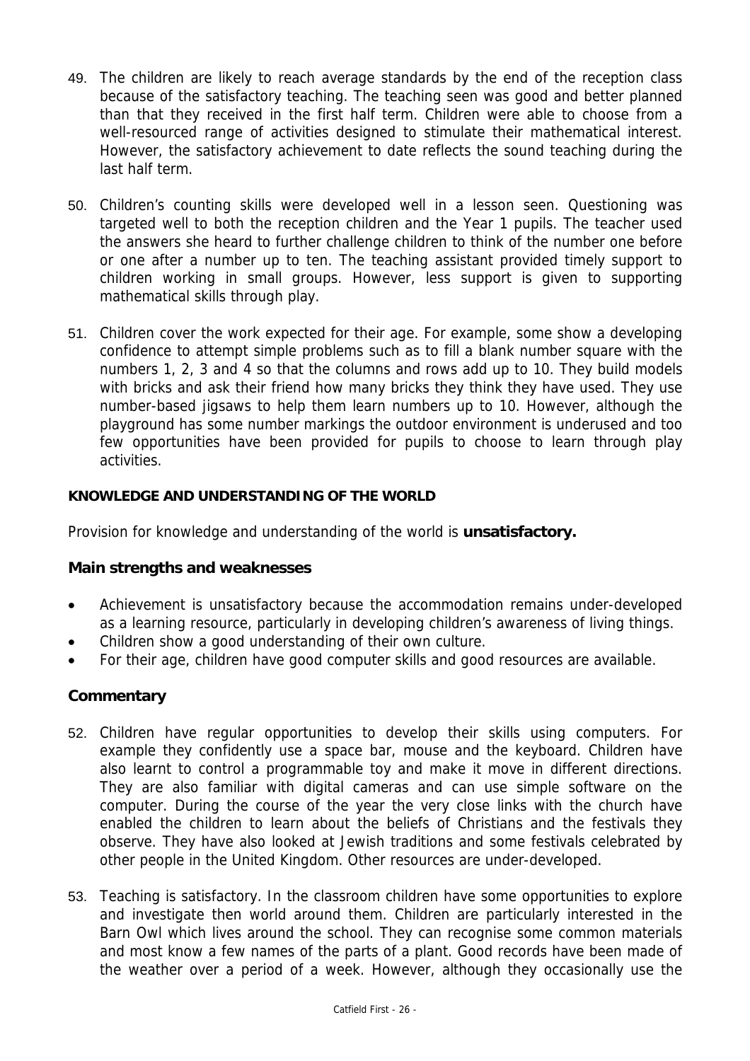49. The children are likely to reach average standards by the end of the reception class because of the satisfactory teaching. The teaching seen was good and better planned than that they received in the first half term. Children were able to choose from a well-resourced range of activities designed to stimulate their mathematical interest. However, the satisfactory achievement to date reflects the sound teaching during the last half term.

50. Children's counting skills were developed well in a lesson seen. Questioning was targeted well to both the reception children and the Year 1 pupils. The teacher used the answers she heard to further challenge children to think of the number one before or one after a number up to ten. The teaching assistant provided timely support to children working in small groups. However, less support is given to supporting mathematical skills through play.

51. Children cover the work expected for their age. For example, some show a developing confidence to attempt simple problems such as to fill a blank number square with the numbers 1, 2, 3 and 4 so that the columns and rows add up to 10. They build models with bricks and ask their friend how many bricks they think they have used. They use number-based jigsaws to help them learn numbers up to 10. However, although the playground has some number markings the outdoor environment is underused and too few opportunities have been provided for pupils to choose to learn through play activities.

**KNOWLEDGE AND UNDERSTANDING OF THE WORLD**

Provision for knowledge and understanding of the world is **unsatisfactory.**

### Main strengths and weaknesses

- Achievement is unsatisfactory because the accommodation remains under-developed as a learning resource, particularly in developing children's awareness of living things.
- Children show a good understanding of their own culture.
- For their age, children have good computer skills and good resources are available.

### Commentary

52. Children have regular opportunities to develop their skills using computers. For example they confidently use a space bar, mouse and the keyboard. Children have also learnt to control a programmable toy and make it move in different directions. They are also familiar with digital cameras and can use simple software on the computer. During the course of the year the very close links with the church have enabled the children to learn about the beliefs of Christians and the festivals they observe. They have also looked at Jewish traditions and some festivals celebrated by other people in the United Kingdom. Other resources are under-developed.

53. Teaching is satisfactory. In the classroom children have some opportunities to explore and investigate then world around them. Children are particularly interested in the Barn Owl which lives around the school. They can recognise some common materials and most know a few names of the parts of a plant. Good records have been made of the weather over a period of a week. However, although they occasionally use the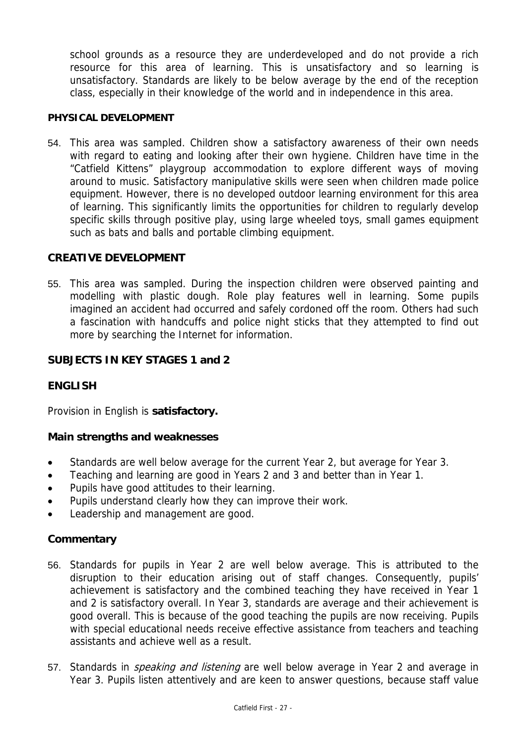school grounds as a resource they are underdeveloped and do not provide a rich resource for this area of learning. This is unsatisfactory and so learning is unsatisfactory. Standards are likely to be below average by the end of the reception class, especially in their knowledge of the world and in independence in this area.

### PHYSICAL DEVELOPMENT

54. This area was sampled. Children show a satisfactory awareness of their own needs with regard to eating and looking after their own hygiene. Children have time in the "Catfield Kittens" playgroup accommodation to explore different ways of moving around to music. Satisfactory manipulative skills were seen when children made police equipment. However, there is no developed outdoor learning environment for this area of learning. This significantly limits the opportunities for children to regularly develop specific skills through positive play, using large wheeled toys, small games equipment such as bats and balls and portable climbing equipment.

### CREATIVE DEVELOPMENT

55. This area was sampled. During the inspection children were observed painting and modelling with plastic dough. Role play features well in learning. Some pupils imagined an accident had occurred and safely cordoned off the room. Others had such a fascination with handcuffs and police night sticks that they attempted to find out more by searching the Internet for information.

## SUBJECTS IN KEY STAGES 1 and 2

### ENGLISH

Provision in English is **satisfactory.**

#### Main strengths and weaknesses

- Standards are well below average for the current Year 2, but average for Year 3.
- Teaching and learning are good in Years 2 and 3 and better than in Year 1.
- Pupils have good attitudes to their learning.
- Pupils understand clearly how they can improve their work.
- Leadership and management are good.

#### Commentary

56. Standards for pupils in Year 2 are well below average. This is attributed to the disruption to their education arising out of staff changes. Consequently, pupils' achievement is satisfactory and the combined teaching they have received in Year 1 and 2 is satisfactory overall. In Year 3, standards are average and their achievement is good overall. This is because of the good teaching the pupils are now receiving. Pupils with special educational needs receive effective assistance from teachers and teaching assistants and achieve well as a result.

57. Standards in *speaking and listening* are well below average in Year 2 and average in Year 3. Pupils listen attentively and are keen to answer questions, because staff value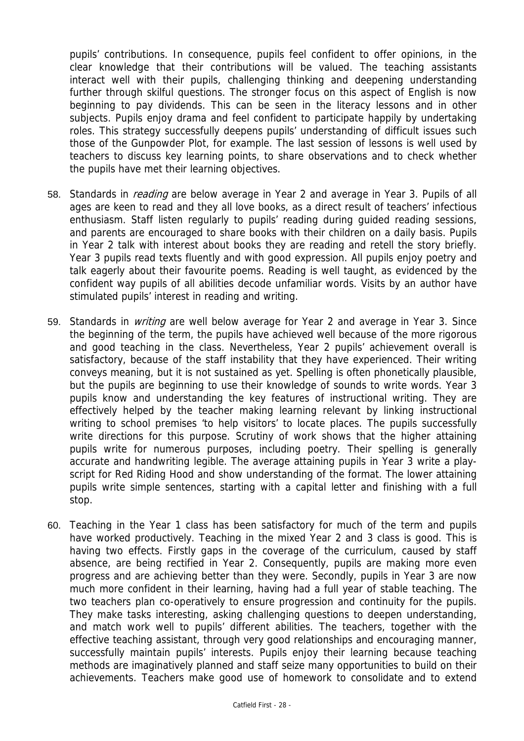pupils' contributions. In consequence, pupils feel confident to offer opinions, in the clear knowledge that their contributions will be valued. The teaching assistants interact well with their pupils, challenging thinking and deepening understanding further through skilful questions. The stronger focus on this aspect of English is now beginning to pay dividends. This can be seen in the literacy lessons and in other subjects. Pupils enjoy drama and feel confident to participate happily by undertaking roles. This strategy successfully deepens pupils' understanding of difficult issues such those of the Gunpowder Plot, for example. The last session of lessons is well used by teachers to discuss key learning points, to share observations and to check whether the pupils have met their learning objectives.

58. Standards in *reading* are below average in Year 2 and average in Year 3. Pupils of all ages are keen to read and they all love books, as a direct result of teachers' infectious enthusiasm. Staff listen regularly to pupils' reading during guided reading sessions, and parents are encouraged to share books with their children on a daily basis. Pupils in Year 2 talk with interest about books they are reading and retell the story briefly. Year 3 pupils read texts fluently and with good expression. All pupils enjoy poetry and talk eagerly about their favourite poems. Reading is well taught, as evidenced by the confident way pupils of all abilities decode unfamiliar words. Visits by an author have stimulated pupils' interest in reading and writing.

59. Standards in *writing* are well below average for Year 2 and average in Year 3. Since the beginning of the term, the pupils have achieved well because of the more rigorous and good teaching in the class. Nevertheless, Year 2 pupils' achievement overall is satisfactory, because of the staff instability that they have experienced. Their writing conveys meaning, but it is not sustained as yet. Spelling is often phonetically plausible, but the pupils are beginning to use their knowledge of sounds to write words. Year 3 pupils know and understanding the key features of instructional writing. They are effectively helped by the teacher making learning relevant by linking instructional writing to school premises 'to help visitors' to locate places. The pupils successfully write directions for this purpose. Scrutiny of work shows that the higher attaining pupils write for numerous purposes, including poetry. Their spelling is generally accurate and handwriting legible. The average attaining pupils in Year 3 write a play-script for Red Riding Hood and show understanding of the format. The lower attaining pupils write simple sentences, starting with a capital letter and finishing with a full stop.

60. Teaching in the Year 1 class has been satisfactory for much of the term and pupils have worked productively. Teaching in the mixed Year 2 and 3 class is good. This is having two effects. Firstly gaps in the coverage of the curriculum, caused by staff absence, are being rectified in Year 2. Consequently, pupils are making more even progress and are achieving better than they were. Secondly, pupils in Year 3 are now much more confident in their learning, having had a full year of stable teaching. The two teachers plan co-operatively to ensure progression and continuity for the pupils. They make tasks interesting, asking challenging questions to deepen understanding, and match work well to pupils' different abilities. The teachers, together with the effective teaching assistant, through very good relationships and encouraging manner, successfully maintain pupils' interests. Pupils enjoy their learning because teaching methods are imaginatively planned and staff seize many opportunities to build on their achievements. Teachers make good use of homework to consolidate and to extend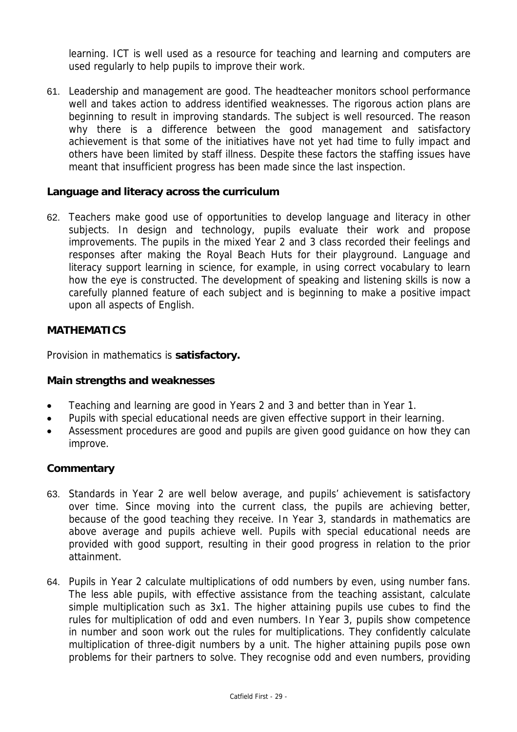learning. ICT is well used as a resource for teaching and learning and computers are used regularly to help pupils to improve their work.

61. Leadership and management are good. The headteacher monitors school performance well and takes action to address identified weaknesses. The rigorous action plans are beginning to result in improving standards. The subject is well resourced. The reason why there is a difference between the good management and satisfactory achievement is that some of the initiatives have not yet had time to fully impact and others have been limited by staff illness. Despite these factors the staffing issues have meant that insufficient progress has been made since the last inspection.

### Language and literacy across the curriculum

62. Teachers make good use of opportunities to develop language and literacy in other subjects. In design and technology, pupils evaluate their work and propose improvements. The pupils in the mixed Year 2 and 3 class recorded their feelings and responses after making the Royal Beach Huts for their playground. Language and literacy support learning in science, for example, in using correct vocabulary to learn how the eye is constructed. The development of speaking and listening skills is now a carefully planned feature of each subject and is beginning to make a positive impact upon all aspects of English.

## MATHEMATICS

Provision in mathematics is **satisfactory.**

### Main strengths and weaknesses

- Teaching and learning are good in Years 2 and 3 and better than in Year 1.
- Pupils with special educational needs are given effective support in their learning.
- Assessment procedures are good and pupils are given good guidance on how they can improve.

### Commentary

63. Standards in Year 2 are well below average, and pupils' achievement is satisfactory over time. Since moving into the current class, the pupils are achieving better, because of the good teaching they receive. In Year 3, standards in mathematics are above average and pupils achieve well. Pupils with special educational needs are provided with good support, resulting in their good progress in relation to the prior attainment.

64. Pupils in Year 2 calculate multiplications of odd numbers by even, using number fans. The less able pupils, with effective assistance from the teaching assistant, calculate simple multiplication such as 3x1. The higher attaining pupils use cubes to find the rules for multiplication of odd and even numbers. In Year 3, pupils show competence in number and soon work out the rules for multiplications. They confidently calculate multiplication of three-digit numbers by a unit. The higher attaining pupils pose own problems for their partners to solve. They recognise odd and even numbers, providing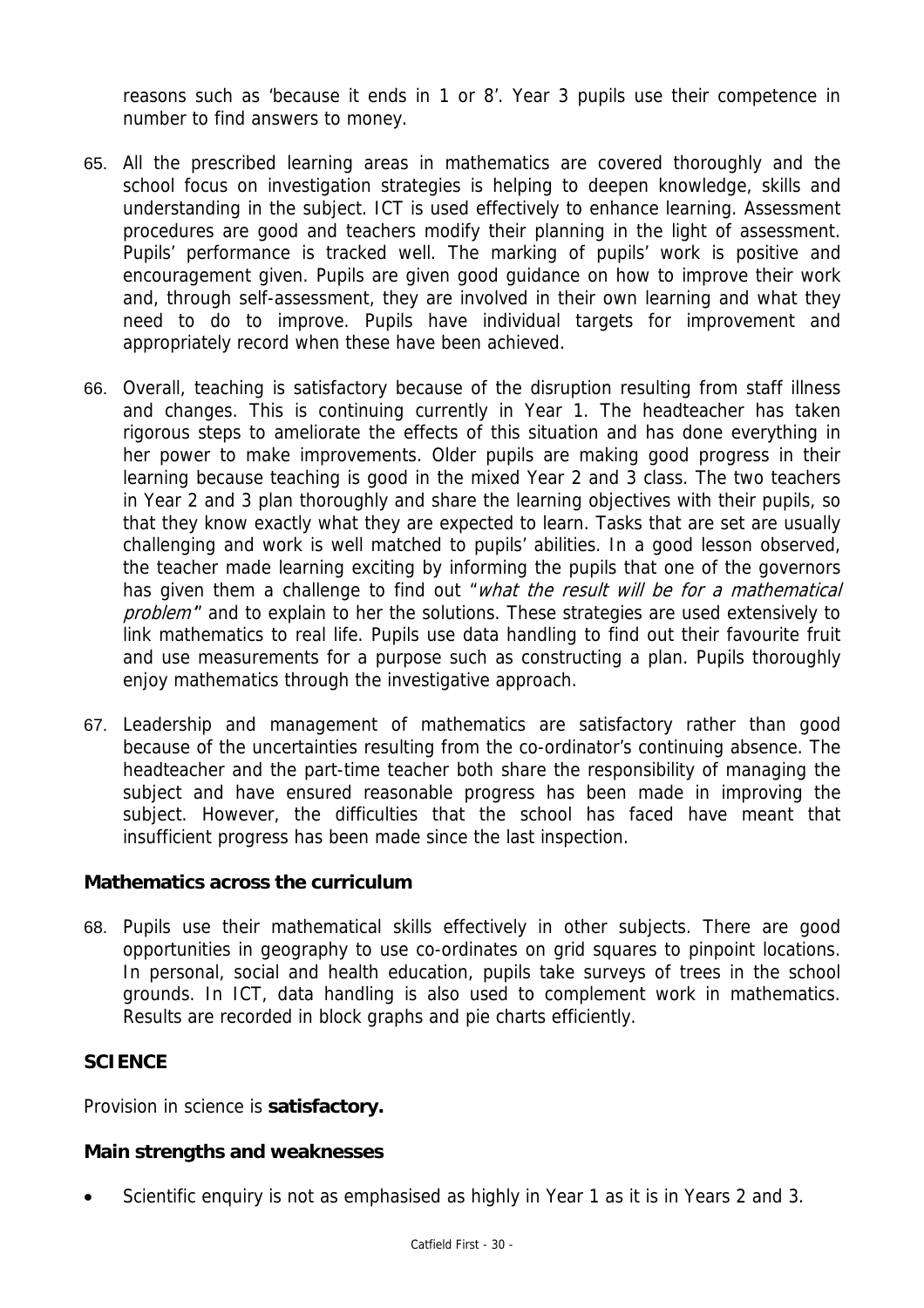reasons such as 'because it ends in 1 or 8'. Year 3 pupils use their competence in number to find answers to money.

65. All the prescribed learning areas in mathematics are covered thoroughly and the school focus on investigation strategies is helping to deepen knowledge, skills and understanding in the subject. ICT is used effectively to enhance learning. Assessment procedures are good and teachers modify their planning in the light of assessment. Pupils' performance is tracked well. The marking of pupils' work is positive and encouragement given. Pupils are given good guidance on how to improve their work and, through self-assessment, they are involved in their own learning and what they need to do to improve. Pupils have individual targets for improvement and appropriately record when these have been achieved.

66. Overall, teaching is satisfactory because of the disruption resulting from staff illness and changes. This is continuing currently in Year 1. The headteacher has taken rigorous steps to ameliorate the effects of this situation and has done everything in her power to make improvements. Older pupils are making good progress in their learning because teaching is good in the mixed Year 2 and 3 class. The two teachers in Year 2 and 3 plan thoroughly and share the learning objectives with their pupils, so that they know exactly what they are expected to learn. Tasks that are set are usually challenging and work is well matched to pupils' abilities. In a good lesson observed, the teacher made learning exciting by informing the pupils that one of the governors has given them a challenge to find out "*what the result will be for a mathematical problem*" and to explain to her the solutions. These strategies are used extensively to link mathematics to real life. Pupils use data handling to find out their favourite fruit and use measurements for a purpose such as constructing a plan. Pupils thoroughly enjoy mathematics through the investigative approach.

67. Leadership and management of mathematics are satisfactory rather than good because of the uncertainties resulting from the co-ordinator's continuing absence. The headteacher and the part-time teacher both share the responsibility of managing the subject and have ensured reasonable progress has been made in improving the subject. However, the difficulties that the school has faced have meant that insufficient progress has been made since the last inspection.

### Mathematics across the curriculum

68. Pupils use their mathematical skills effectively in other subjects. There are good opportunities in geography to use co-ordinates on grid squares to pinpoint locations. In personal, social and health education, pupils take surveys of trees in the school grounds. In ICT, data handling is also used to complement work in mathematics. Results are recorded in block graphs and pie charts efficiently.

## SCIENCE

Provision in science is **satisfactory.**

### Main strengths and weaknesses

- Scientific enquiry is not as emphasised as highly in Year 1 as it is in Years 2 and 3.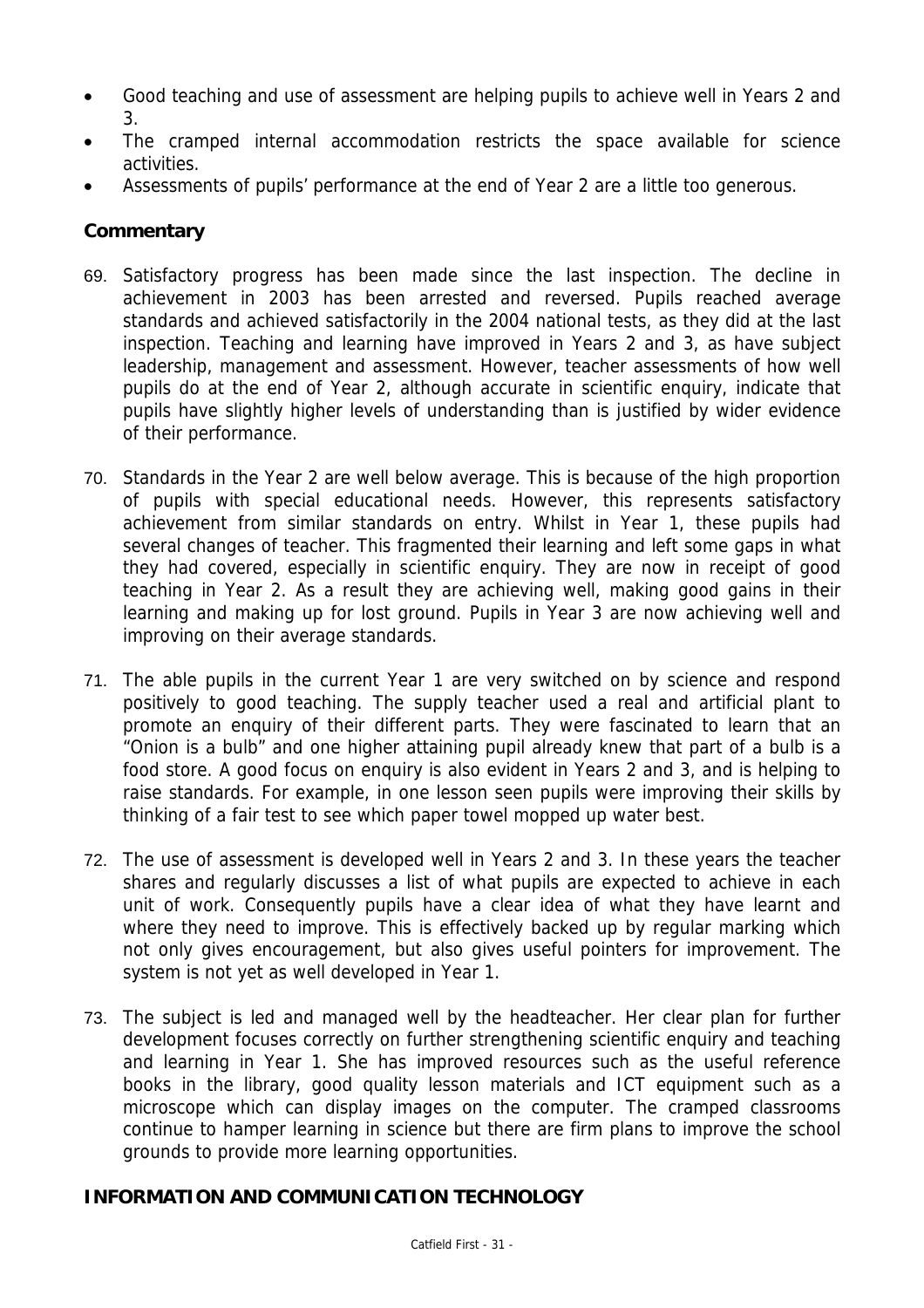- Good teaching and use of assessment are helping pupils to achieve well in Years 2 and 3.
- The cramped internal accommodation restricts the space available for science activities.
- Assessments of pupils' performance at the end of Year 2 are a little too generous.

### Commentary

69. Satisfactory progress has been made since the last inspection. The decline in achievement in 2003 has been arrested and reversed. Pupils reached average standards and achieved satisfactorily in the 2004 national tests, as they did at the last inspection. Teaching and learning have improved in Years 2 and 3, as have subject leadership, management and assessment. However, teacher assessments of how well pupils do at the end of Year 2, although accurate in scientific enquiry, indicate that pupils have slightly higher levels of understanding than is justified by wider evidence of their performance.

70. Standards in the Year 2 are well below average. This is because of the high proportion of pupils with special educational needs. However, this represents satisfactory achievement from similar standards on entry. Whilst in Year 1, these pupils had several changes of teacher. This fragmented their learning and left some gaps in what they had covered, especially in scientific enquiry. They are now in receipt of good teaching in Year 2. As a result they are achieving well, making good gains in their learning and making up for lost ground. Pupils in Year 3 are now achieving well and improving on their average standards.

71. The able pupils in the current Year 1 are very switched on by science and respond positively to good teaching. The supply teacher used a real and artificial plant to promote an enquiry of their different parts. They were fascinated to learn that an "Onion is a bulb" and one higher attaining pupil already knew that part of a bulb is a food store. A good focus on enquiry is also evident in Years 2 and 3, and is helping to raise standards. For example, in one lesson seen pupils were improving their skills by thinking of a fair test to see which paper towel mopped up water best.

72. The use of assessment is developed well in Years 2 and 3. In these years the teacher shares and regularly discusses a list of what pupils are expected to achieve in each unit of work. Consequently pupils have a clear idea of what they have learnt and where they need to improve. This is effectively backed up by regular marking which not only gives encouragement, but also gives useful pointers for improvement. The system is not yet as well developed in Year 1.

73. The subject is led and managed well by the headteacher. Her clear plan for further development focuses correctly on further strengthening scientific enquiry and teaching and learning in Year 1. She has improved resources such as the useful reference books in the library, good quality lesson materials and ICT equipment such as a microscope which can display images on the computer. The cramped classrooms continue to hamper learning in science but there are firm plans to improve the school grounds to provide more learning opportunities.

## INFORMATION AND COMMUNICATION TECHNOLOGY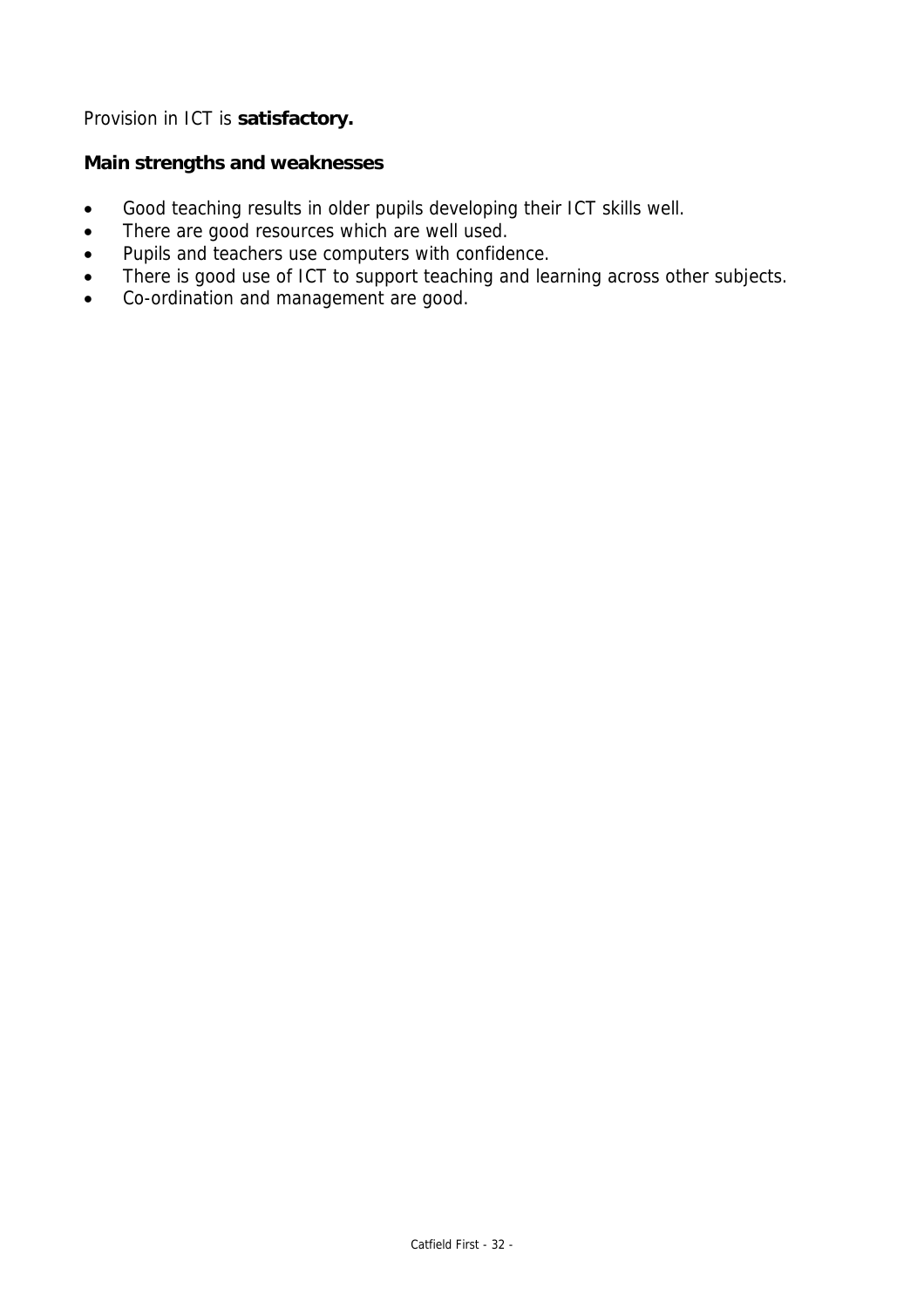Provision in ICT is **satisfactory.**

**Main strengths and weaknesses**

- Good teaching results in older pupils developing their ICT skills well.
- There are good resources which are well used.
- Pupils and teachers use computers with confidence.
- There is good use of ICT to support teaching and learning across other subjects.
- Co-ordination and management are good.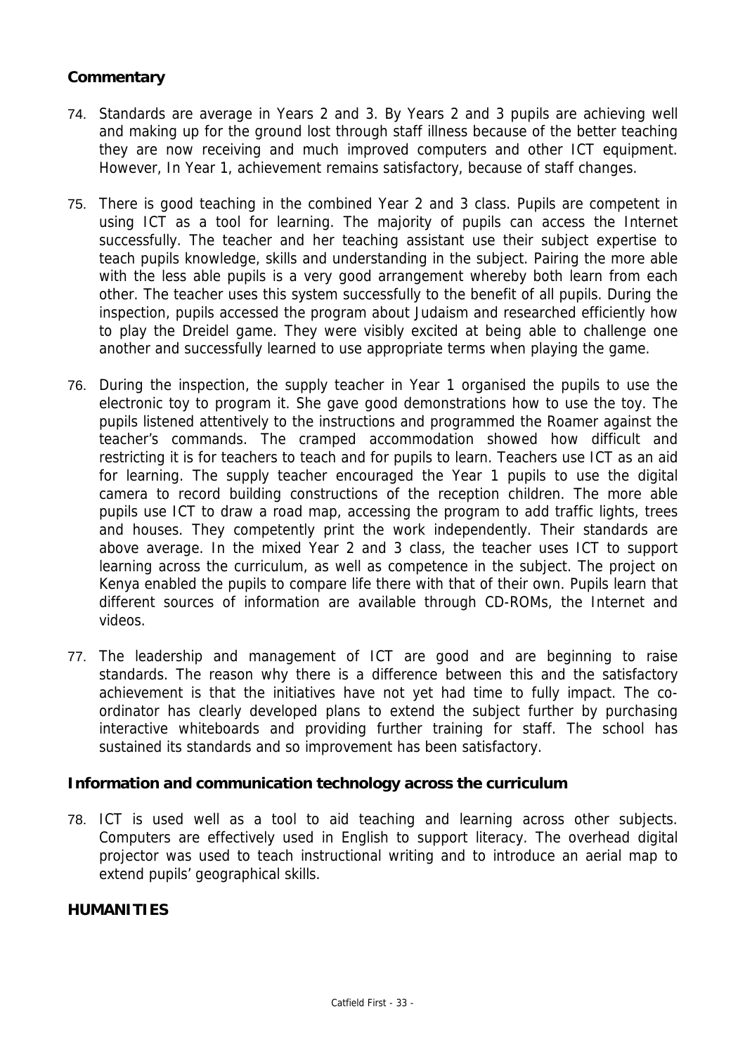### Commentary

74. Standards are average in Years 2 and 3. By Years 2 and 3 pupils are achieving well and making up for the ground lost through staff illness because of the better teaching they are now receiving and much improved computers and other ICT equipment. However, In Year 1, achievement remains satisfactory, because of staff changes.

75. There is good teaching in the combined Year 2 and 3 class. Pupils are competent in using ICT as a tool for learning. The majority of pupils can access the Internet successfully. The teacher and her teaching assistant use their subject expertise to teach pupils knowledge, skills and understanding in the subject. Pairing the more able with the less able pupils is a very good arrangement whereby both learn from each other. The teacher uses this system successfully to the benefit of all pupils. During the inspection, pupils accessed the program about Judaism and researched efficiently how to play the Dreidel game. They were visibly excited at being able to challenge one another and successfully learned to use appropriate terms when playing the game.

76. During the inspection, the supply teacher in Year 1 organised the pupils to use the electronic toy to program it. She gave good demonstrations how to use the toy. The pupils listened attentively to the instructions and programmed the Roamer against the teacher's commands. The cramped accommodation showed how difficult and restricting it is for teachers to teach and for pupils to learn. Teachers use ICT as an aid for learning. The supply teacher encouraged the Year 1 pupils to use the digital camera to record building constructions of the reception children. The more able pupils use ICT to draw a road map, accessing the program to add traffic lights, trees and houses. They competently print the work independently. Their standards are above average. In the mixed Year 2 and 3 class, the teacher uses ICT to support learning across the curriculum, as well as competence in the subject. The project on Kenya enabled the pupils to compare life there with that of their own. Pupils learn that different sources of information are available through CD-ROMs, the Internet and videos.

77. The leadership and management of ICT are good and are beginning to raise standards. The reason why there is a difference between this and the satisfactory achievement is that the initiatives have not yet had time to fully impact. The co-ordinator has clearly developed plans to extend the subject further by purchasing interactive whiteboards and providing further training for staff. The school has sustained its standards and so improvement has been satisfactory.

### Information and communication technology across the curriculum

78. ICT is used well as a tool to aid teaching and learning across other subjects. Computers are effectively used in English to support literacy. The overhead digital projector was used to teach instructional writing and to introduce an aerial map to extend pupils' geographical skills.

## HUMANITIES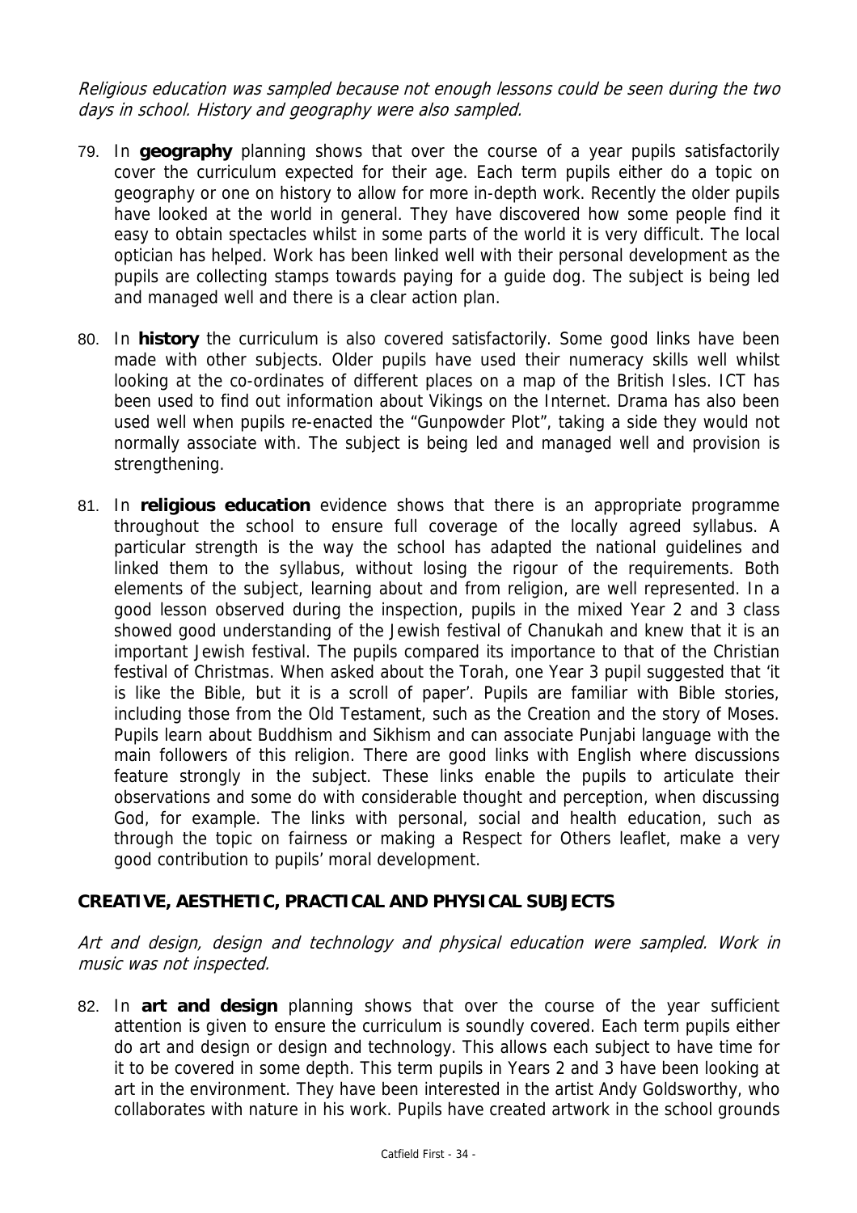*Religious education was sampled because not enough lessons could be seen during the two days in school. History and geography were also sampled.*

79. In **geography** planning shows that over the course of a year pupils satisfactorily cover the curriculum expected for their age. Each term pupils either do a topic on geography or one on history to allow for more in-depth work. Recently the older pupils have looked at the world in general. They have discovered how some people find it easy to obtain spectacles whilst in some parts of the world it is very difficult. The local optician has helped. Work has been linked well with their personal development as the pupils are collecting stamps towards paying for a guide dog. The subject is being led and managed well and there is a clear action plan.

80. In **history** the curriculum is also covered satisfactorily. Some good links have been made with other subjects. Older pupils have used their numeracy skills well whilst looking at the co-ordinates of different places on a map of the British Isles. ICT has been used to find out information about Vikings on the Internet. Drama has also been used well when pupils re-enacted the "Gunpowder Plot", taking a side they would not normally associate with. The subject is being led and managed well and provision is strengthening.

81. In **religious education** evidence shows that there is an appropriate programme throughout the school to ensure full coverage of the locally agreed syllabus. A particular strength is the way the school has adapted the national guidelines and linked them to the syllabus, without losing the rigour of the requirements. Both elements of the subject, learning about and from religion, are well represented. In a good lesson observed during the inspection, pupils in the mixed Year 2 and 3 class showed good understanding of the Jewish festival of Chanukah and knew that it is an important Jewish festival. The pupils compared its importance to that of the Christian festival of Christmas. When asked about the Torah, one Year 3 pupil suggested that 'it is like the Bible, but it is a scroll of paper'. Pupils are familiar with Bible stories, including those from the Old Testament, such as the Creation and the story of Moses. Pupils learn about Buddhism and Sikhism and can associate Punjabi language with the main followers of this religion. There are good links with English where discussions feature strongly in the subject. These links enable the pupils to articulate their observations and some do with considerable thought and perception, when discussing God, for example. The links with personal, social and health education, such as through the topic on fairness or making a Respect for Others leaflet, make a very good contribution to pupils' moral development.

## CREATIVE, AESTHETIC, PRACTICAL AND PHYSICAL SUBJECTS

*Art and design, design and technology and physical education were sampled. Work in music was not inspected.*

82. In **art and design** planning shows that over the course of the year sufficient attention is given to ensure the curriculum is soundly covered. Each term pupils either do art and design or design and technology. This allows each subject to have time for it to be covered in some depth. This term pupils in Years 2 and 3 have been looking at art in the environment. They have been interested in the artist Andy Goldsworthy, who collaborates with nature in his work. Pupils have created artwork in the school grounds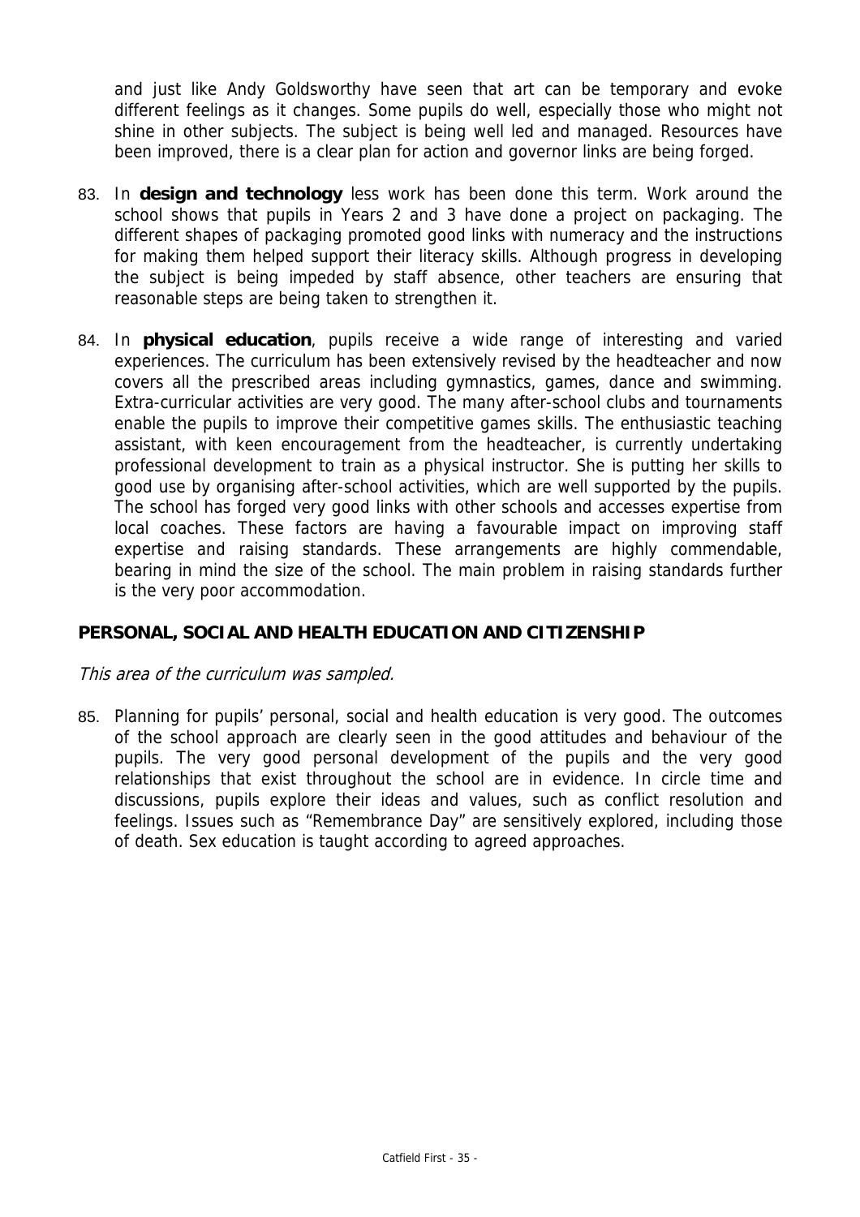and just like Andy Goldsworthy have seen that art can be temporary and evoke different feelings as it changes. Some pupils do well, especially those who might not shine in other subjects. The subject is being well led and managed. Resources have been improved, there is a clear plan for action and governor links are being forged.

83. In **design and technology** less work has been done this term. Work around the school shows that pupils in Years 2 and 3 have done a project on packaging. The different shapes of packaging promoted good links with numeracy and the instructions for making them helped support their literacy skills. Although progress in developing the subject is being impeded by staff absence, other teachers are ensuring that reasonable steps are being taken to strengthen it.

84. In **physical education**, pupils receive a wide range of interesting and varied experiences. The curriculum has been extensively revised by the headteacher and now covers all the prescribed areas including gymnastics, games, dance and swimming. Extra-curricular activities are very good. The many after-school clubs and tournaments enable the pupils to improve their competitive games skills. The enthusiastic teaching assistant, with keen encouragement from the headteacher, is currently undertaking professional development to train as a physical instructor. She is putting her skills to good use by organising after-school activities, which are well supported by the pupils. The school has forged very good links with other schools and accesses expertise from local coaches. These factors are having a favourable impact on improving staff expertise and raising standards. These arrangements are highly commendable, bearing in mind the size of the school. The main problem in raising standards further is the very poor accommodation.

## PERSONAL, SOCIAL AND HEALTH EDUCATION AND CITIZENSHIP

*This area of the curriculum was sampled.*

85. Planning for pupils' personal, social and health education is very good. The outcomes of the school approach are clearly seen in the good attitudes and behaviour of the pupils. The very good personal development of the pupils and the very good relationships that exist throughout the school are in evidence. In circle time and discussions, pupils explore their ideas and values, such as conflict resolution and feelings. Issues such as "Remembrance Day" are sensitively explored, including those of death. Sex education is taught according to agreed approaches.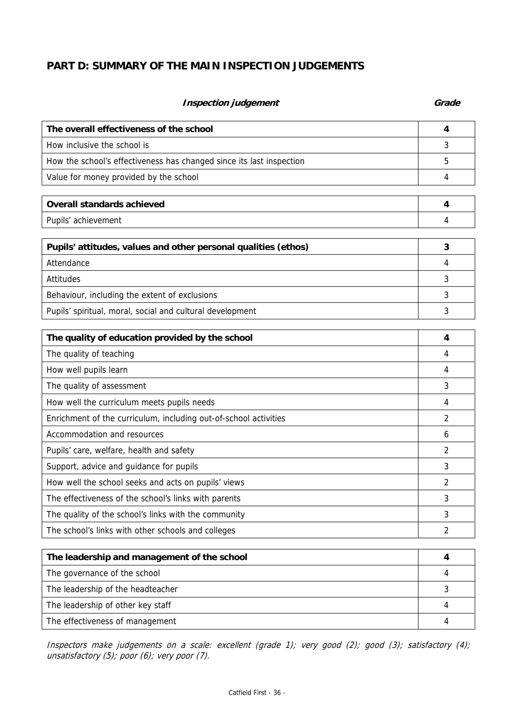## PART D: SUMMARY OF THE MAIN INSPECTION JUDGEMENTS

| ***Inspection judgement*** | ***Grade*** |
| --- | --- |
| **The overall effectiveness of the school** | **4** |
| How inclusive the school is | 3 |
| How the school's effectiveness has changed since its last inspection | 5 |
| Value for money provided by the school | 4 |
| | |
| **Overall standards achieved** | **4** |
| Pupils' achievement | 4 |
| | |
| **Pupils' attitudes, values and other personal qualities (ethos)** | **3** |
| Attendance | 4 |
| Attitudes | 3 |
| Behaviour, including the extent of exclusions | 3 |
| Pupils' spiritual, moral, social and cultural development | 3 |
| | |
| **The quality of education provided by the school** | **4** |
| The quality of teaching | 4 |
| How well pupils learn | 4 |
| The quality of assessment | 3 |
| How well the curriculum meets pupils needs | 4 |
| Enrichment of the curriculum, including out-of-school activities | 2 |
| Accommodation and resources | 6 |
| Pupils' care, welfare, health and safety | 2 |
| Support, advice and guidance for pupils | 3 |
| How well the school seeks and acts on pupils' views | 2 |
| The effectiveness of the school's links with parents | 3 |
| The quality of the school's links with the community | 3 |
| The school's links with other schools and colleges | 2 |
| | |
| **The leadership and management of the school** | **4** |
| The governance of the school | 4 |
| The leadership of the headteacher | 3 |
| The leadership of other key staff | 4 |
| The effectiveness of management | 4 |

*Inspectors make judgements on a scale: excellent (grade 1); very good (2); good (3); satisfactory (4); unsatisfactory (5); poor (6); very poor (7).*